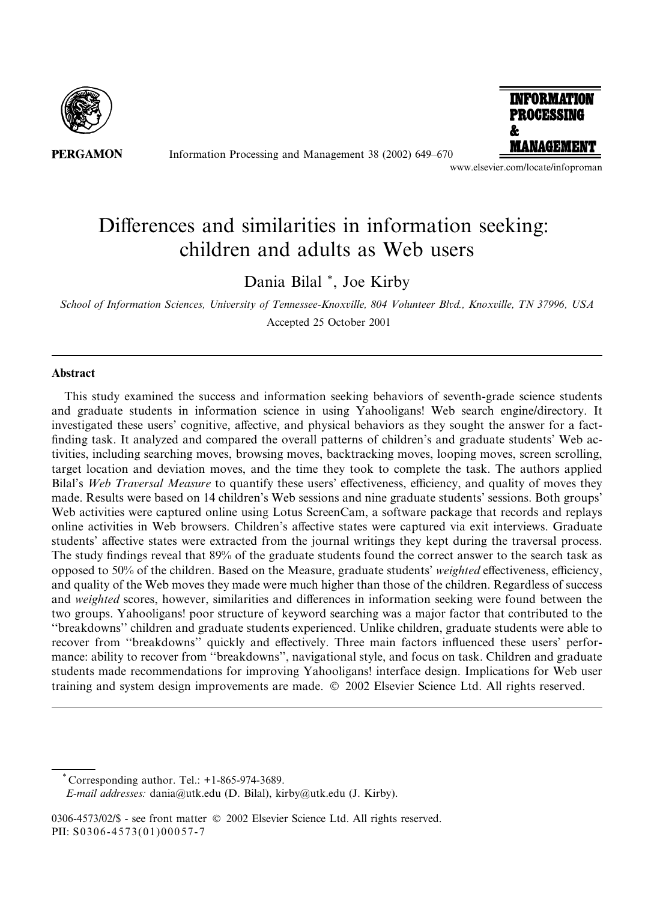# Differences and similarities in information seeking: children and adults as Web users

Dania Bilal *, Joe Kirby

*School of Information Sciences, University of Tennessee-Knoxville, 804 Volunteer Blvd., Knoxville, TN 37996, USA*

Accepted 25 October 2001

## Abstract

This study examined the success and information seeking behaviors of seventh-grade science students and graduate students in information science in using Yahooligans! Web search engine/directory. It investigated these users' cognitive, affective, and physical behaviors as they sought the answer for a fact-finding task. It analyzed and compared the overall patterns of children's and graduate students' Web activities, including searching moves, browsing moves, backtracking moves, looping moves, screen scrolling, target location and deviation moves, and the time they took to complete the task. The authors applied Bilal's *Web Traversal Measure* to quantify these users' effectiveness, efficiency, and quality of moves they made. Results were based on 14 children's Web sessions and nine graduate students' sessions. Both groups' Web activities were captured online using Lotus ScreenCam, a software package that records and replays online activities in Web browsers. Children's affective states were captured via exit interviews. Graduate students' affective states were extracted from the journal writings they kept during the traversal process. The study findings reveal that 89% of the graduate students found the correct answer to the search task as opposed to 50% of the children. Based on the Measure, graduate students' *weighted* effectiveness, efficiency, and quality of the Web moves they made were much higher than those of the children. Regardless of success and *weighted* scores, however, similarities and differences in information seeking were found between the two groups. Yahooligans! poor structure of keyword searching was a major factor that contributed to the "breakdowns" children and graduate students experienced. Unlike children, graduate students were able to recover from "breakdowns" quickly and effectively. Three main factors influenced these users' performance: ability to recover from "breakdowns", navigational style, and focus on task. Children and graduate students made recommendations for improving Yahooligans! interface design. Implications for Web user training and system design improvements are made. © 2002 Elsevier Science Ltd. All rights reserved.

---

* Corresponding author. Tel.: +1-865-974-3689.
*E-mail addresses:* dania@utk.edu (D. Bilal), kirby@utk.edu (J. Kirby).

0306-4573/02/$ - see front matter © 2002 Elsevier Science Ltd. All rights reserved.
PII: S0306-4573(01)00057-7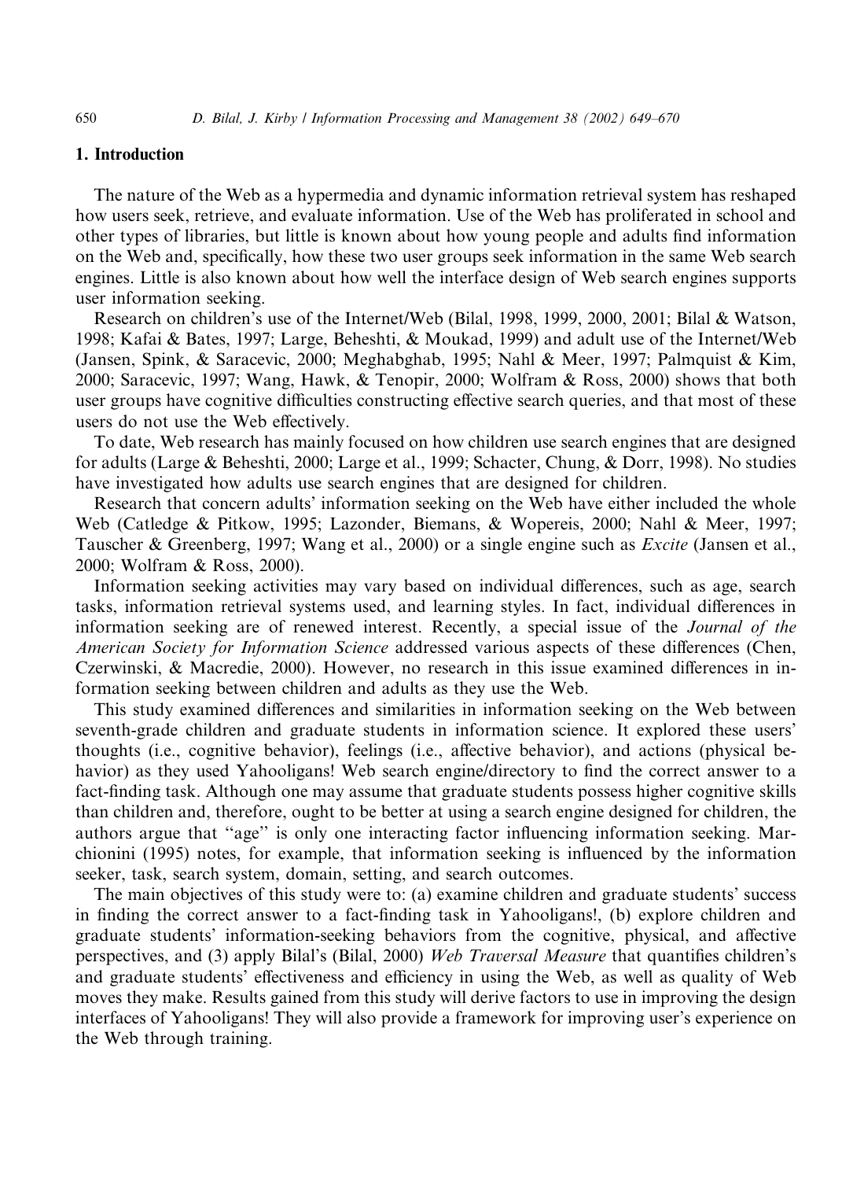## 1. Introduction

The nature of the Web as a hypermedia and dynamic information retrieval system has reshaped how users seek, retrieve, and evaluate information. Use of the Web has proliferated in school and other types of libraries, but little is known about how young people and adults find information on the Web and, specifically, how these two user groups seek information in the same Web search engines. Little is also known about how well the interface design of Web search engines supports user information seeking.

Research on children's use of the Internet/Web (Bilal, 1998, 1999, 2000, 2001; Bilal & Watson, 1998; Kafai & Bates, 1997; Large, Beheshti, & Moukad, 1999) and adult use of the Internet/Web (Jansen, Spink, & Saracevic, 2000; Meghabghab, 1995; Nahl & Meer, 1997; Palmquist & Kim, 2000; Saracevic, 1997; Wang, Hawk, & Tenopir, 2000; Wolfram & Ross, 2000) shows that both user groups have cognitive difficulties constructing effective search queries, and that most of these users do not use the Web effectively.

To date, Web research has mainly focused on how children use search engines that are designed for adults (Large & Beheshti, 2000; Large et al., 1999; Schacter, Chung, & Dorr, 1998). No studies have investigated how adults use search engines that are designed for children.

Research that concern adults' information seeking on the Web have either included the whole Web (Catledge & Pitkow, 1995; Lazonder, Biemans, & Wopereis, 2000; Nahl & Meer, 1997; Tauscher & Greenberg, 1997; Wang et al., 2000) or a single engine such as *Excite* (Jansen et al., 2000; Wolfram & Ross, 2000).

Information seeking activities may vary based on individual differences, such as age, search tasks, information retrieval systems used, and learning styles. In fact, individual differences in information seeking are of renewed interest. Recently, a special issue of the *Journal of the American Society for Information Science* addressed various aspects of these differences (Chen, Czerwinski, & Macredie, 2000). However, no research in this issue examined differences in information seeking between children and adults as they use the Web.

This study examined differences and similarities in information seeking on the Web between seventh-grade children and graduate students in information science. It explored these users' thoughts (i.e., cognitive behavior), feelings (i.e., affective behavior), and actions (physical behavior) as they used Yahooligans! Web search engine/directory to find the correct answer to a fact-finding task. Although one may assume that graduate students possess higher cognitive skills than children and, therefore, ought to be better at using a search engine designed for children, the authors argue that "age" is only one interacting factor influencing information seeking. Marchionini (1995) notes, for example, that information seeking is influenced by the information seeker, task, search system, domain, setting, and search outcomes.

The main objectives of this study were to: (a) examine children and graduate students' success in finding the correct answer to a fact-finding task in Yahooligans!, (b) explore children and graduate students' information-seeking behaviors from the cognitive, physical, and affective perspectives, and (3) apply Bilal's (Bilal, 2000) *Web Traversal Measure* that quantifies children's and graduate students' effectiveness and efficiency in using the Web, as well as quality of Web moves they make. Results gained from this study will derive factors to use in improving the design interfaces of Yahooligans! They will also provide a framework for improving user's experience on the Web through training.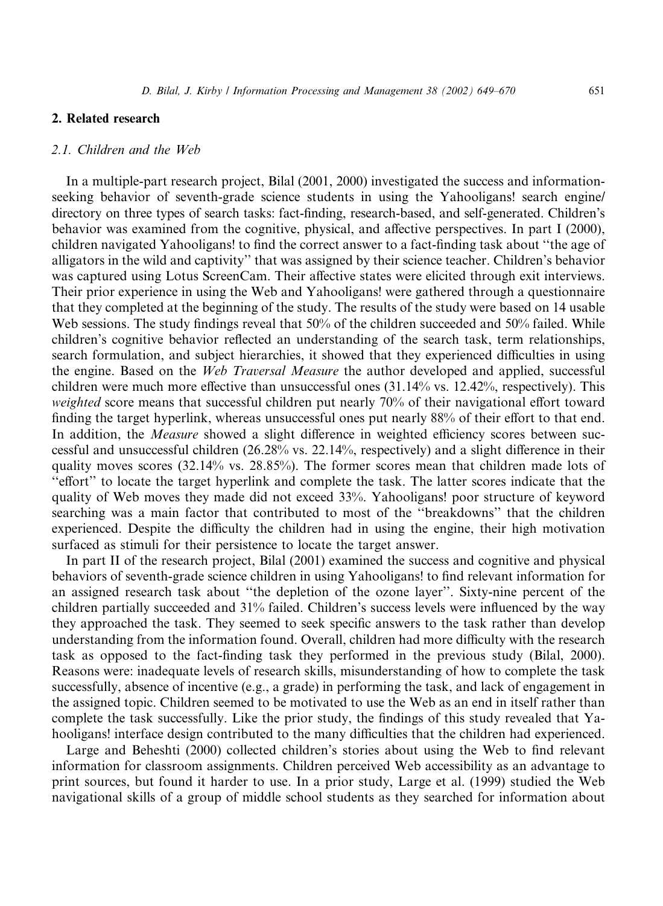## 2. Related research

### 2.1. Children and the Web

In a multiple-part research project, Bilal (2001, 2000) investigated the success and information-seeking behavior of seventh-grade science students in using the Yahooligans! search engine/directory on three types of search tasks: fact-finding, research-based, and self-generated. Children's behavior was examined from the cognitive, physical, and affective perspectives. In part I (2000), children navigated Yahooligans! to find the correct answer to a fact-finding task about ''the age of alligators in the wild and captivity'' that was assigned by their science teacher. Children's behavior was captured using Lotus ScreenCam. Their affective states were elicited through exit interviews. Their prior experience in using the Web and Yahooligans! were gathered through a questionnaire that they completed at the beginning of the study. The results of the study were based on 14 usable Web sessions. The study findings reveal that 50% of the children succeeded and 50% failed. While children's cognitive behavior reflected an understanding of the search task, term relationships, search formulation, and subject hierarchies, it showed that they experienced difficulties in using the engine. Based on the *Web Traversal Measure* the author developed and applied, successful children were much more effective than unsuccessful ones (31.14% vs. 12.42%, respectively). This *weighted* score means that successful children put nearly 70% of their navigational effort toward finding the target hyperlink, whereas unsuccessful ones put nearly 88% of their effort to that end. In addition, the *Measure* showed a slight difference in weighted efficiency scores between successful and unsuccessful children (26.28% vs. 22.14%, respectively) and a slight difference in their quality moves scores (32.14% vs. 28.85%). The former scores mean that children made lots of ''effort'' to locate the target hyperlink and complete the task. The latter scores indicate that the quality of Web moves they made did not exceed 33%. Yahooligans! poor structure of keyword searching was a main factor that contributed to most of the ''breakdowns'' that the children experienced. Despite the difficulty the children had in using the engine, their high motivation surfaced as stimuli for their persistence to locate the target answer.

In part II of the research project, Bilal (2001) examined the success and cognitive and physical behaviors of seventh-grade science children in using Yahooligans! to find relevant information for an assigned research task about ''the depletion of the ozone layer''. Sixty-nine percent of the children partially succeeded and 31% failed. Children's success levels were influenced by the way they approached the task. They seemed to seek specific answers to the task rather than develop understanding from the information found. Overall, children had more difficulty with the research task as opposed to the fact-finding task they performed in the previous study (Bilal, 2000). Reasons were: inadequate levels of research skills, misunderstanding of how to complete the task successfully, absence of incentive (e.g., a grade) in performing the task, and lack of engagement in the assigned topic. Children seemed to be motivated to use the Web as an end in itself rather than complete the task successfully. Like the prior study, the findings of this study revealed that Yahooligans! interface design contributed to the many difficulties that the children had experienced.

Large and Beheshti (2000) collected children's stories about using the Web to find relevant information for classroom assignments. Children perceived Web accessibility as an advantage to print sources, but found it harder to use. In a prior study, Large et al. (1999) studied the Web navigational skills of a group of middle school students as they searched for information about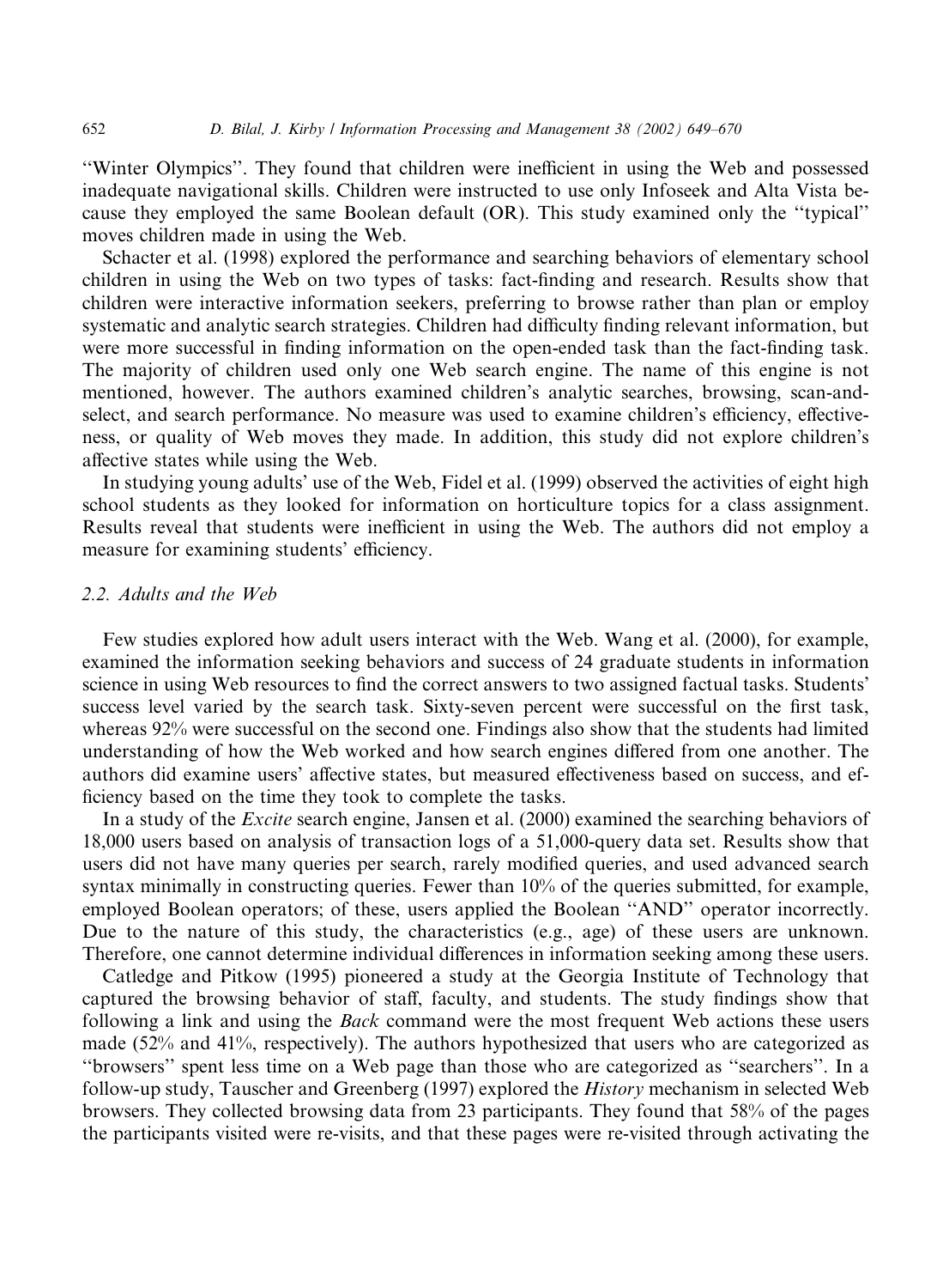"Winter Olympics". They found that children were inefficient in using the Web and possessed inadequate navigational skills. Children were instructed to use only Infoseek and Alta Vista because they employed the same Boolean default (OR). This study examined only the "typical" moves children made in using the Web.

Schacter et al. (1998) explored the performance and searching behaviors of elementary school children in using the Web on two types of tasks: fact-finding and research. Results show that children were interactive information seekers, preferring to browse rather than plan or employ systematic and analytic search strategies. Children had difficulty finding relevant information, but were more successful in finding information on the open-ended task than the fact-finding task. The majority of children used only one Web search engine. The name of this engine is not mentioned, however. The authors examined children's analytic searches, browsing, scan-and-select, and search performance. No measure was used to examine children's efficiency, effectiveness, or quality of Web moves they made. In addition, this study did not explore children's affective states while using the Web.

In studying young adults' use of the Web, Fidel et al. (1999) observed the activities of eight high school students as they looked for information on horticulture topics for a class assignment. Results reveal that students were inefficient in using the Web. The authors did not employ a measure for examining students' efficiency.

### 2.2. Adults and the Web

Few studies explored how adult users interact with the Web. Wang et al. (2000), for example, examined the information seeking behaviors and success of 24 graduate students in information science in using Web resources to find the correct answers to two assigned factual tasks. Students' success level varied by the search task. Sixty-seven percent were successful on the first task, whereas 92% were successful on the second one. Findings also show that the students had limited understanding of how the Web worked and how search engines differed from one another. The authors did examine users' affective states, but measured effectiveness based on success, and efficiency based on the time they took to complete the tasks.

In a study of the *Excite* search engine, Jansen et al. (2000) examined the searching behaviors of 18,000 users based on analysis of transaction logs of a 51,000-query data set. Results show that users did not have many queries per search, rarely modified queries, and used advanced search syntax minimally in constructing queries. Fewer than 10% of the queries submitted, for example, employed Boolean operators; of these, users applied the Boolean "AND" operator incorrectly. Due to the nature of this study, the characteristics (e.g., age) of these users are unknown. Therefore, one cannot determine individual differences in information seeking among these users.

Catledge and Pitkow (1995) pioneered a study at the Georgia Institute of Technology that captured the browsing behavior of staff, faculty, and students. The study findings show that following a link and using the *Back* command were the most frequent Web actions these users made (52% and 41%, respectively). The authors hypothesized that users who are categorized as "browsers" spent less time on a Web page than those who are categorized as "searchers". In a follow-up study, Tauscher and Greenberg (1997) explored the *History* mechanism in selected Web browsers. They collected browsing data from 23 participants. They found that 58% of the pages the participants visited were re-visits, and that these pages were re-visited through activating the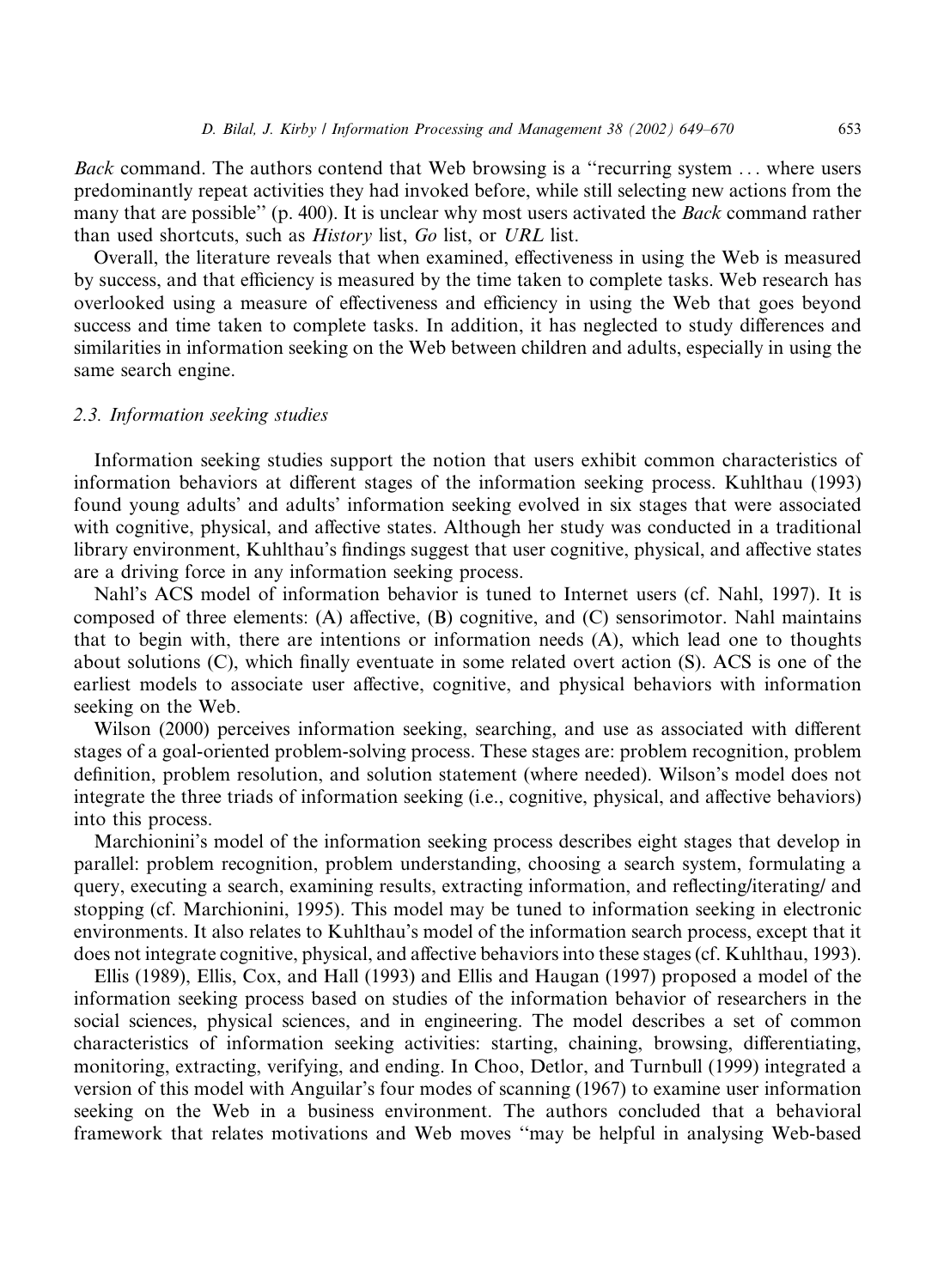*Back* command. The authors contend that Web browsing is a "recurring system ... where users predominantly repeat activities they had invoked before, while still selecting new actions from the many that are possible" (p. 400). It is unclear why most users activated the *Back* command rather than used shortcuts, such as *History* list, *Go* list, or *URL* list.

Overall, the literature reveals that when examined, effectiveness in using the Web is measured by success, and that efficiency is measured by the time taken to complete tasks. Web research has overlooked using a measure of effectiveness and efficiency in using the Web that goes beyond success and time taken to complete tasks. In addition, it has neglected to study differences and similarities in information seeking on the Web between children and adults, especially in using the same search engine.

### 2.3. Information seeking studies

Information seeking studies support the notion that users exhibit common characteristics of information behaviors at different stages of the information seeking process. Kuhlthau (1993) found young adults' and adults' information seeking evolved in six stages that were associated with cognitive, physical, and affective states. Although her study was conducted in a traditional library environment, Kuhlthau's findings suggest that user cognitive, physical, and affective states are a driving force in any information seeking process.

Nahl's ACS model of information behavior is tuned to Internet users (cf. Nahl, 1997). It is composed of three elements: (A) affective, (B) cognitive, and (C) sensorimotor. Nahl maintains that to begin with, there are intentions or information needs (A), which lead one to thoughts about solutions (C), which finally eventuate in some related overt action (S). ACS is one of the earliest models to associate user affective, cognitive, and physical behaviors with information seeking on the Web.

Wilson (2000) perceives information seeking, searching, and use as associated with different stages of a goal-oriented problem-solving process. These stages are: problem recognition, problem definition, problem resolution, and solution statement (where needed). Wilson's model does not integrate the three triads of information seeking (i.e., cognitive, physical, and affective behaviors) into this process.

Marchionini's model of the information seeking process describes eight stages that develop in parallel: problem recognition, problem understanding, choosing a search system, formulating a query, executing a search, examining results, extracting information, and reflecting/iterating/ and stopping (cf. Marchionini, 1995). This model may be tuned to information seeking in electronic environments. It also relates to Kuhlthau's model of the information search process, except that it does not integrate cognitive, physical, and affective behaviors into these stages (cf. Kuhlthau, 1993).

Ellis (1989), Ellis, Cox, and Hall (1993) and Ellis and Haugan (1997) proposed a model of the information seeking process based on studies of the information behavior of researchers in the social sciences, physical sciences, and in engineering. The model describes a set of common characteristics of information seeking activities: starting, chaining, browsing, differentiating, monitoring, extracting, verifying, and ending. In Choo, Detlor, and Turnbull (1999) integrated a version of this model with Anguilar's four modes of scanning (1967) to examine user information seeking on the Web in a business environment. The authors concluded that a behavioral framework that relates motivations and Web moves "may be helpful in analysing Web-based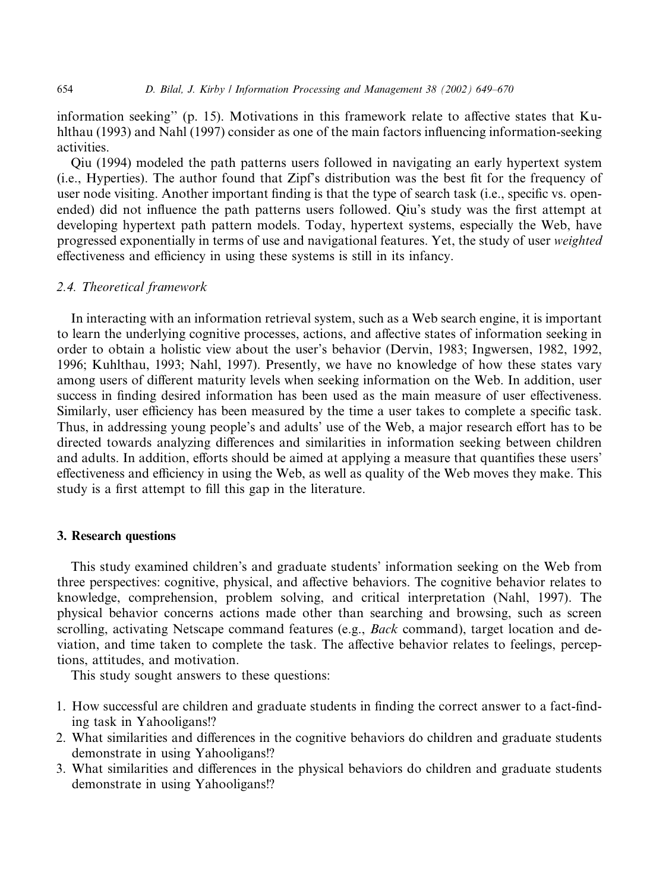information seeking" (p. 15). Motivations in this framework relate to affective states that Kuhlthau (1993) and Nahl (1997) consider as one of the main factors influencing information-seeking activities.

Qiu (1994) modeled the path patterns users followed in navigating an early hypertext system (i.e., Hyperties). The author found that Zipf's distribution was the best fit for the frequency of user node visiting. Another important finding is that the type of search task (i.e., specific vs. open-ended) did not influence the path patterns users followed. Qiu's study was the first attempt at developing hypertext path pattern models. Today, hypertext systems, especially the Web, have progressed exponentially in terms of use and navigational features. Yet, the study of user *weighted* effectiveness and efficiency in using these systems is still in its infancy.

### 2.4. Theoretical framework

In interacting with an information retrieval system, such as a Web search engine, it is important to learn the underlying cognitive processes, actions, and affective states of information seeking in order to obtain a holistic view about the user's behavior (Dervin, 1983; Ingwersen, 1982, 1992, 1996; Kuhlthau, 1993; Nahl, 1997). Presently, we have no knowledge of how these states vary among users of different maturity levels when seeking information on the Web. In addition, user success in finding desired information has been used as the main measure of user effectiveness. Similarly, user efficiency has been measured by the time a user takes to complete a specific task. Thus, in addressing young people's and adults' use of the Web, a major research effort has to be directed towards analyzing differences and similarities in information seeking between children and adults. In addition, efforts should be aimed at applying a measure that quantifies these users' effectiveness and efficiency in using the Web, as well as quality of the Web moves they make. This study is a first attempt to fill this gap in the literature.

## 3. Research questions

This study examined children's and graduate students' information seeking on the Web from three perspectives: cognitive, physical, and affective behaviors. The cognitive behavior relates to knowledge, comprehension, problem solving, and critical interpretation (Nahl, 1997). The physical behavior concerns actions made other than searching and browsing, such as screen scrolling, activating Netscape command features (e.g., *Back* command), target location and deviation, and time taken to complete the task. The affective behavior relates to feelings, perceptions, attitudes, and motivation.

This study sought answers to these questions:

1. How successful are children and graduate students in finding the correct answer to a fact-finding task in Yahooligans!?
2. What similarities and differences in the cognitive behaviors do children and graduate students demonstrate in using Yahooligans!?
3. What similarities and differences in the physical behaviors do children and graduate students demonstrate in using Yahooligans!?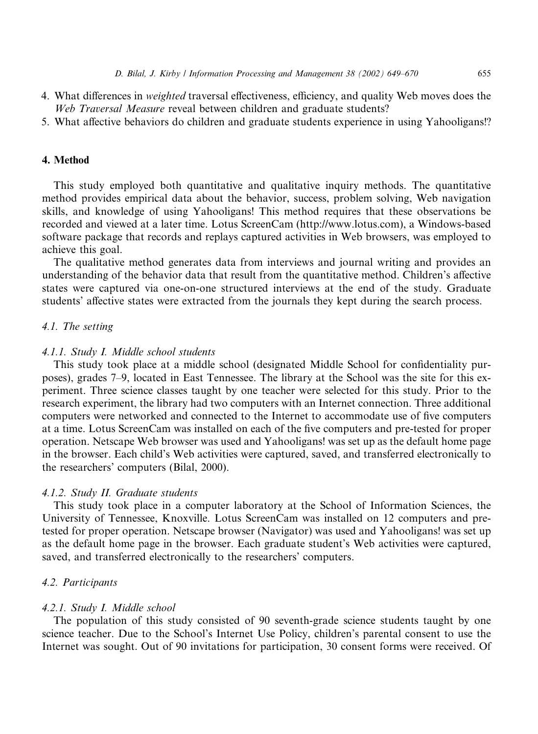4. What differences in *weighted* traversal effectiveness, efficiency, and quality Web moves does the *Web Traversal Measure* reveal between children and graduate students?
5. What affective behaviors do children and graduate students experience in using Yahooligans!?

## 4. Method

This study employed both quantitative and qualitative inquiry methods. The quantitative method provides empirical data about the behavior, success, problem solving, Web navigation skills, and knowledge of using Yahooligans! This method requires that these observations be recorded and viewed at a later time. Lotus ScreenCam (http://www.lotus.com), a Windows-based software package that records and replays captured activities in Web browsers, was employed to achieve this goal.

The qualitative method generates data from interviews and journal writing and provides an understanding of the behavior data that result from the quantitative method. Children's affective states were captured via one-on-one structured interviews at the end of the study. Graduate students' affective states were extracted from the journals they kept during the search process.

### 4.1. The setting

#### 4.1.1. Study I. Middle school students

This study took place at a middle school (designated Middle School for confidentiality purposes), grades 7–9, located in East Tennessee. The library at the School was the site for this experiment. Three science classes taught by one teacher were selected for this study. Prior to the research experiment, the library had two computers with an Internet connection. Three additional computers were networked and connected to the Internet to accommodate use of five computers at a time. Lotus ScreenCam was installed on each of the five computers and pre-tested for proper operation. Netscape Web browser was used and Yahooligans! was set up as the default home page in the browser. Each child's Web activities were captured, saved, and transferred electronically to the researchers' computers (Bilal, 2000).

#### 4.1.2. Study II. Graduate students

This study took place in a computer laboratory at the School of Information Sciences, the University of Tennessee, Knoxville. Lotus ScreenCam was installed on 12 computers and pre-tested for proper operation. Netscape browser (Navigator) was used and Yahooligans! was set up as the default home page in the browser. Each graduate student's Web activities were captured, saved, and transferred electronically to the researchers' computers.

### 4.2. Participants

#### 4.2.1. Study I. Middle school

The population of this study consisted of 90 seventh-grade science students taught by one science teacher. Due to the School's Internet Use Policy, children's parental consent to use the Internet was sought. Out of 90 invitations for participation, 30 consent forms were received. Of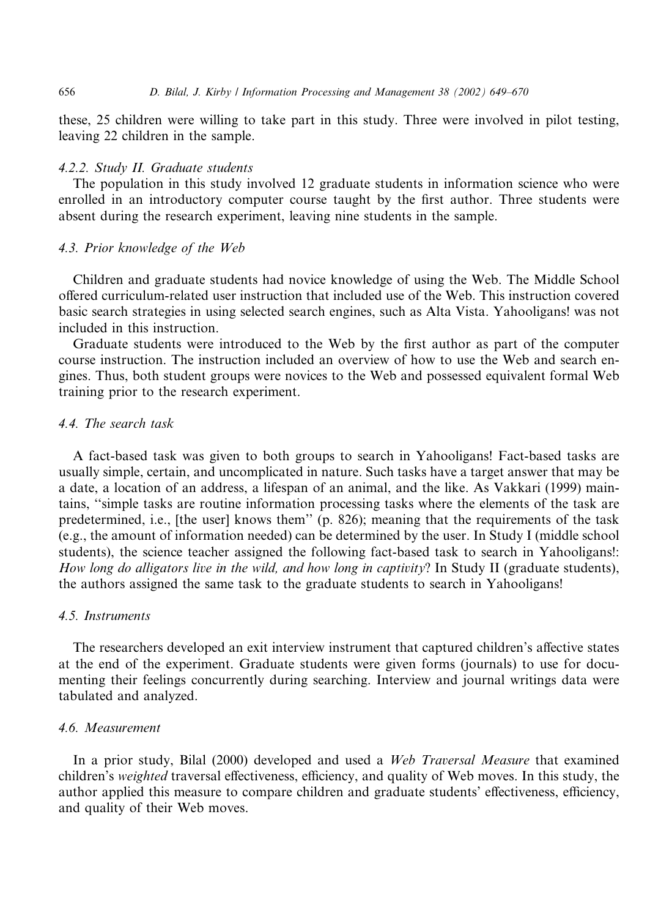these, 25 children were willing to take part in this study. Three were involved in pilot testing, leaving 22 children in the sample.

#### 4.2.2. Study II. Graduate students

The population in this study involved 12 graduate students in information science who were enrolled in an introductory computer course taught by the first author. Three students were absent during the research experiment, leaving nine students in the sample.

### 4.3. Prior knowledge of the Web

Children and graduate students had novice knowledge of using the Web. The Middle School offered curriculum-related user instruction that included use of the Web. This instruction covered basic search strategies in using selected search engines, such as Alta Vista. Yahooligans! was not included in this instruction.

Graduate students were introduced to the Web by the first author as part of the computer course instruction. The instruction included an overview of how to use the Web and search engines. Thus, both student groups were novices to the Web and possessed equivalent formal Web training prior to the research experiment.

### 4.4. The search task

A fact-based task was given to both groups to search in Yahooligans! Fact-based tasks are usually simple, certain, and uncomplicated in nature. Such tasks have a target answer that may be a date, a location of an address, a lifespan of an animal, and the like. As Vakkari (1999) maintains, ''simple tasks are routine information processing tasks where the elements of the task are predetermined, i.e., [the user] knows them'' (p. 826); meaning that the requirements of the task (e.g., the amount of information needed) can be determined by the user. In Study I (middle school students), the science teacher assigned the following fact-based task to search in Yahooligans!: *How long do alligators live in the wild, and how long in captivity*? In Study II (graduate students), the authors assigned the same task to the graduate students to search in Yahooligans!

### 4.5. Instruments

The researchers developed an exit interview instrument that captured children's affective states at the end of the experiment. Graduate students were given forms (journals) to use for documenting their feelings concurrently during searching. Interview and journal writings data were tabulated and analyzed.

### 4.6. Measurement

In a prior study, Bilal (2000) developed and used a *Web Traversal Measure* that examined children's *weighted* traversal effectiveness, efficiency, and quality of Web moves. In this study, the author applied this measure to compare children and graduate students' effectiveness, efficiency, and quality of their Web moves.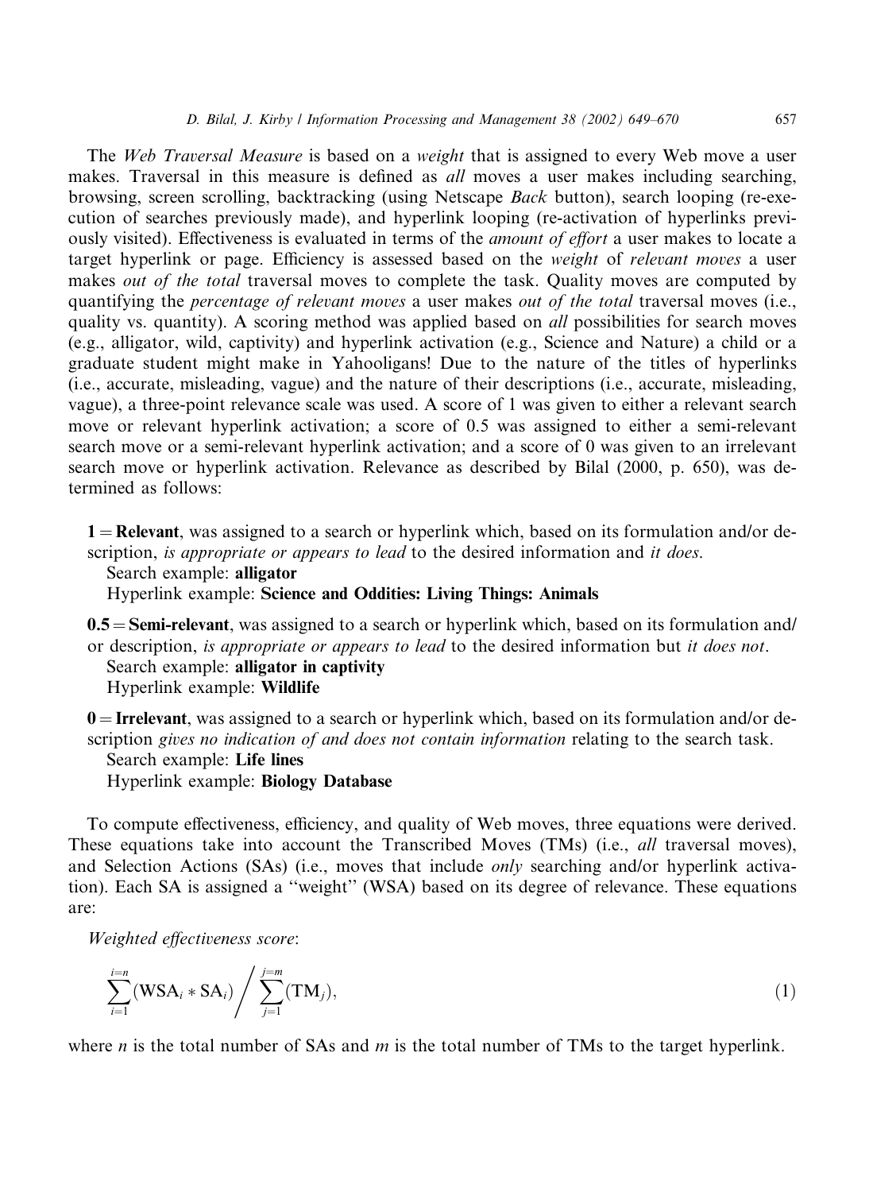The *Web Traversal Measure* is based on a *weight* that is assigned to every Web move a user makes. Traversal in this measure is defined as *all* moves a user makes including searching, browsing, screen scrolling, backtracking (using Netscape *Back* button), search looping (re-execution of searches previously made), and hyperlink looping (re-activation of hyperlinks previously visited). Effectiveness is evaluated in terms of the *amount of effort* a user makes to locate a target hyperlink or page. Efficiency is assessed based on the *weight* of *relevant moves* a user makes *out of the total* traversal moves to complete the task. Quality moves are computed by quantifying the *percentage of relevant moves* a user makes *out of the total* traversal moves (i.e., quality vs. quantity). A scoring method was applied based on *all* possibilities for search moves (e.g., alligator, wild, captivity) and hyperlink activation (e.g., Science and Nature) a child or a graduate student might make in Yahooligans! Due to the nature of the titles of hyperlinks (i.e., accurate, misleading, vague) and the nature of their descriptions (i.e., accurate, misleading, vague), a three-point relevance scale was used. A score of 1 was given to either a relevant search move or relevant hyperlink activation; a score of 0.5 was assigned to either a semi-relevant search move or a semi-relevant hyperlink activation; and a score of 0 was given to an irrelevant search move or hyperlink activation. Relevance as described by Bilal (2000, p. 650), was determined as follows:

**1 = Relevant**, was assigned to a search or hyperlink which, based on its formulation and/or description, *is appropriate or appears to lead* to the desired information and *it does*.
Search example: **alligator**
Hyperlink example: **Science and Oddities: Living Things: Animals**

**0.5 = Semi-relevant**, was assigned to a search or hyperlink which, based on its formulation and/or description, *is appropriate or appears to lead* to the desired information but *it does not*.
Search example: **alligator in captivity**
Hyperlink example: **Wildlife**

**0 = Irrelevant**, was assigned to a search or hyperlink which, based on its formulation and/or description *gives no indication of and does not contain information* relating to the search task.
Search example: **Life lines**
Hyperlink example: **Biology Database**

To compute effectiveness, efficiency, and quality of Web moves, three equations were derived. These equations take into account the Transcribed Moves (TMs) (i.e., *all* traversal moves), and Selection Actions (SAs) (i.e., moves that include *only* searching and/or hyperlink activation). Each SA is assigned a "weight" (WSA) based on its degree of relevance. These equations are:

*Weighted effectiveness score*:

$$\sum_{i=1}^{i=n}(\mathrm{WSA}_i * \mathrm{SA}_i) \Bigg/ \sum_{j=1}^{j=m}(\mathrm{TM}_j), \tag{1}$$

where $n$ is the total number of SAs and $m$ is the total number of TMs to the target hyperlink.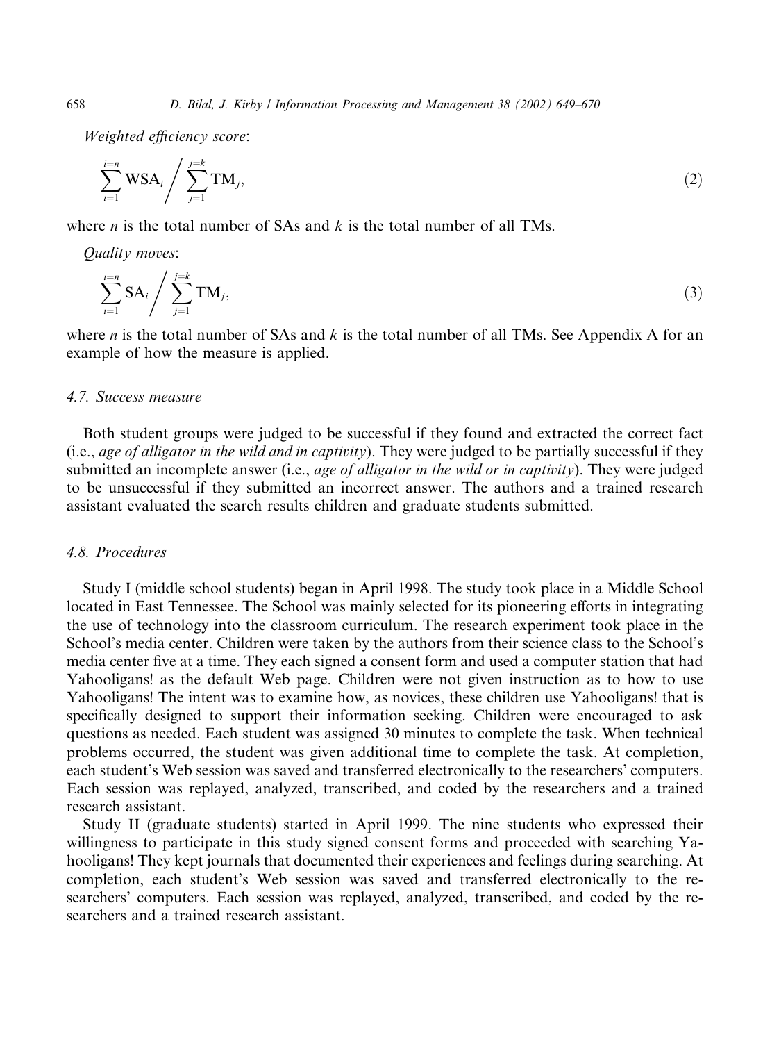*Weighted efficiency score*:

$$\sum_{i=1}^{i=n} \mathrm{WSA}_i \bigg/ \sum_{j=1}^{j=k} \mathrm{TM}_j, \tag{2}$$

where $n$ is the total number of SAs and $k$ is the total number of all TMs.

*Quality moves*:

$$\sum_{i=1}^{i=n} \mathrm{SA}_i \bigg/ \sum_{j=1}^{j=k} \mathrm{TM}_j, \tag{3}$$

where $n$ is the total number of SAs and $k$ is the total number of all TMs. See Appendix A for an example of how the measure is applied.

### 4.7. Success measure

Both student groups were judged to be successful if they found and extracted the correct fact (i.e., *age of alligator in the wild and in captivity*). They were judged to be partially successful if they submitted an incomplete answer (i.e., *age of alligator in the wild or in captivity*). They were judged to be unsuccessful if they submitted an incorrect answer. The authors and a trained research assistant evaluated the search results children and graduate students submitted.

### 4.8. Procedures

Study I (middle school students) began in April 1998. The study took place in a Middle School located in East Tennessee. The School was mainly selected for its pioneering efforts in integrating the use of technology into the classroom curriculum. The research experiment took place in the School's media center. Children were taken by the authors from their science class to the School's media center five at a time. They each signed a consent form and used a computer station that had Yahooligans! as the default Web page. Children were not given instruction as to how to use Yahooligans! The intent was to examine how, as novices, these children use Yahooligans! that is specifically designed to support their information seeking. Children were encouraged to ask questions as needed. Each student was assigned 30 minutes to complete the task. When technical problems occurred, the student was given additional time to complete the task. At completion, each student's Web session was saved and transferred electronically to the researchers' computers. Each session was replayed, analyzed, transcribed, and coded by the researchers and a trained research assistant.

Study II (graduate students) started in April 1999. The nine students who expressed their willingness to participate in this study signed consent forms and proceeded with searching Yahooligans! They kept journals that documented their experiences and feelings during searching. At completion, each student's Web session was saved and transferred electronically to the researchers' computers. Each session was replayed, analyzed, transcribed, and coded by the researchers and a trained research assistant.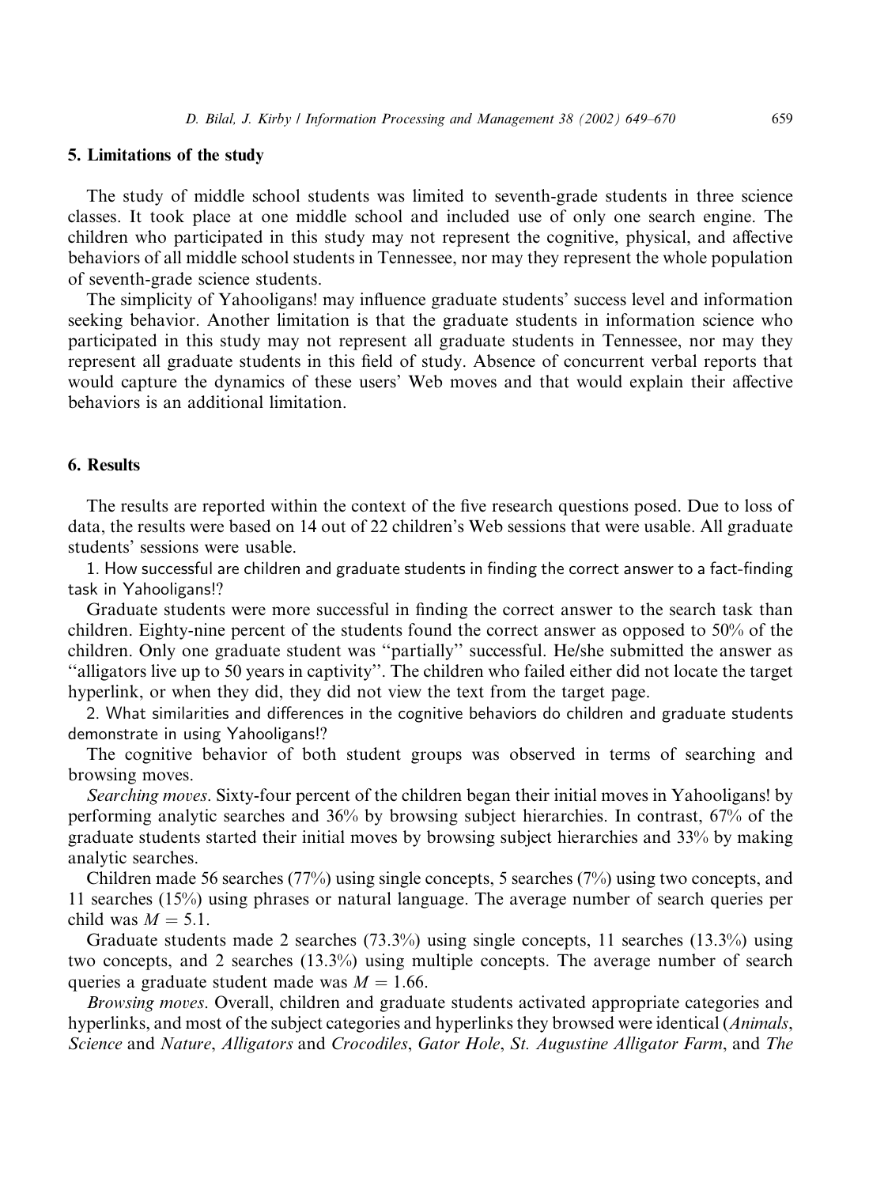## 5. Limitations of the study

The study of middle school students was limited to seventh-grade students in three science classes. It took place at one middle school and included use of only one search engine. The children who participated in this study may not represent the cognitive, physical, and affective behaviors of all middle school students in Tennessee, nor may they represent the whole population of seventh-grade science students.

The simplicity of Yahooligans! may influence graduate students' success level and information seeking behavior. Another limitation is that the graduate students in information science who participated in this study may not represent all graduate students in Tennessee, nor may they represent all graduate students in this field of study. Absence of concurrent verbal reports that would capture the dynamics of these users' Web moves and that would explain their affective behaviors is an additional limitation.

## 6. Results

The results are reported within the context of the five research questions posed. Due to loss of data, the results were based on 14 out of 22 children's Web sessions that were usable. All graduate students' sessions were usable.

1. How successful are children and graduate students in finding the correct answer to a fact-finding task in Yahooligans!?

Graduate students were more successful in finding the correct answer to the search task than children. Eighty-nine percent of the students found the correct answer as opposed to 50% of the children. Only one graduate student was "partially" successful. He/she submitted the answer as "alligators live up to 50 years in captivity". The children who failed either did not locate the target hyperlink, or when they did, they did not view the text from the target page.

2. What similarities and differences in the cognitive behaviors do children and graduate students demonstrate in using Yahooligans!?

The cognitive behavior of both student groups was observed in terms of searching and browsing moves.

*Searching moves*. Sixty-four percent of the children began their initial moves in Yahooligans! by performing analytic searches and 36% by browsing subject hierarchies. In contrast, 67% of the graduate students started their initial moves by browsing subject hierarchies and 33% by making analytic searches.

Children made 56 searches (77%) using single concepts, 5 searches (7%) using two concepts, and 11 searches (15%) using phrases or natural language. The average number of search queries per child was $M = 5.1$.

Graduate students made 2 searches (73.3%) using single concepts, 11 searches (13.3%) using two concepts, and 2 searches (13.3%) using multiple concepts. The average number of search queries a graduate student made was $M = 1.66$.

*Browsing moves*. Overall, children and graduate students activated appropriate categories and hyperlinks, and most of the subject categories and hyperlinks they browsed were identical (*Animals*, *Science* and *Nature*, *Alligators* and *Crocodiles*, *Gator Hole*, *St. Augustine Alligator Farm*, and *The*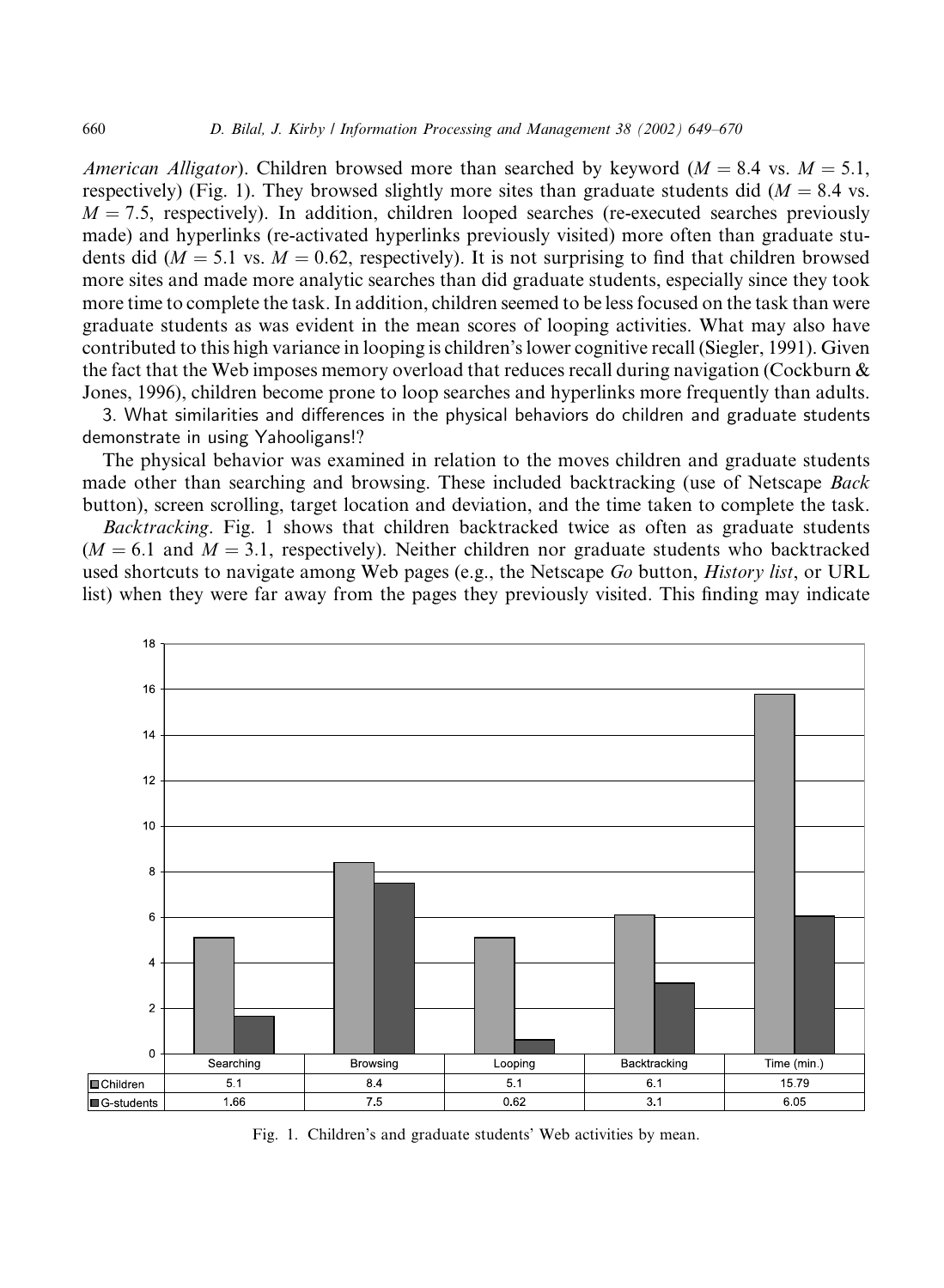*American Alligator*). Children browsed more than searched by keyword ($M = 8.4$ vs. $M = 5.1$, respectively) (Fig. 1). They browsed slightly more sites than graduate students did ($M = 8.4$ vs. $M = 7.5$, respectively). In addition, children looped searches (re-executed searches previously made) and hyperlinks (re-activated hyperlinks previously visited) more often than graduate students did ($M = 5.1$ vs. $M = 0.62$, respectively). It is not surprising to find that children browsed more sites and made more analytic searches than did graduate students, especially since they took more time to complete the task. In addition, children seemed to be less focused on the task than were graduate students as was evident in the mean scores of looping activities. What may also have contributed to this high variance in looping is children's lower cognitive recall (Siegler, 1991). Given the fact that the Web imposes memory overload that reduces recall during navigation (Cockburn & Jones, 1996), children become prone to loop searches and hyperlinks more frequently than adults.

3. What similarities and differences in the physical behaviors do children and graduate students demonstrate in using Yahooligans!?

The physical behavior was examined in relation to the moves children and graduate students made other than searching and browsing. These included backtracking (use of Netscape *Back* button), screen scrolling, target location and deviation, and the time taken to complete the task.

*Backtracking*. Fig. 1 shows that children backtracked twice as often as graduate students ($M = 6.1$ and $M = 3.1$, respectively). Neither children nor graduate students who backtracked used shortcuts to navigate among Web pages (e.g., the Netscape *Go* button, *History list*, or URL list) when they were far away from the pages they previously visited. This finding may indicate

| | Searching | Browsing | Looping | Backtracking | Time (min.) |
|---|---|---|---|---|---|
| Children | 5.1 | 8.4 | 5.1 | 6.1 | 15.79 |
| G-students | 1.66 | 7.5 | 0.62 | 3.1 | 6.05 |

Fig. 1. Children's and graduate students' Web activities by mean.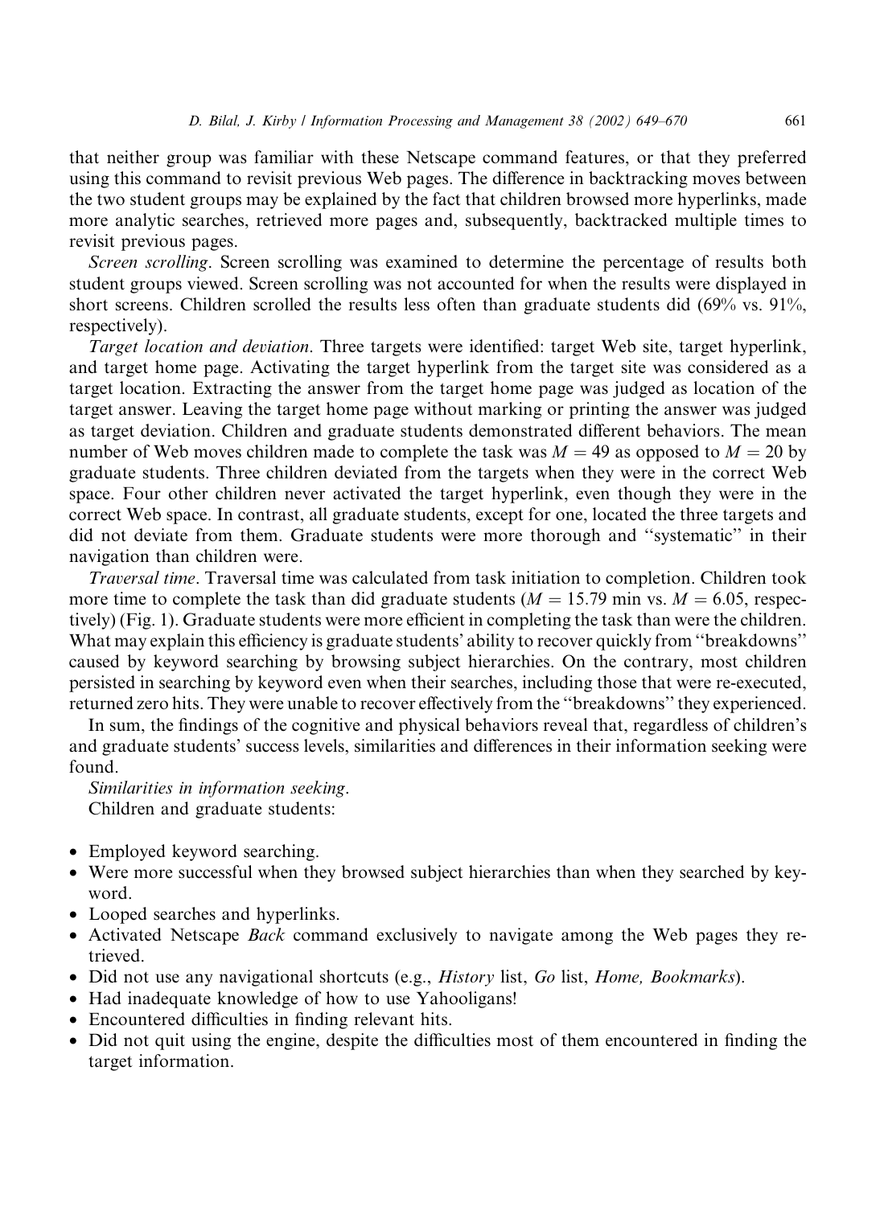that neither group was familiar with these Netscape command features, or that they preferred using this command to revisit previous Web pages. The difference in backtracking moves between the two student groups may be explained by the fact that children browsed more hyperlinks, made more analytic searches, retrieved more pages and, subsequently, backtracked multiple times to revisit previous pages.

*Screen scrolling*. Screen scrolling was examined to determine the percentage of results both student groups viewed. Screen scrolling was not accounted for when the results were displayed in short screens. Children scrolled the results less often than graduate students did (69% vs. 91%, respectively).

*Target location and deviation*. Three targets were identified: target Web site, target hyperlink, and target home page. Activating the target hyperlink from the target site was considered as a target location. Extracting the answer from the target home page was judged as location of the target answer. Leaving the target home page without marking or printing the answer was judged as target deviation. Children and graduate students demonstrated different behaviors. The mean number of Web moves children made to complete the task was $M = 49$ as opposed to $M = 20$ by graduate students. Three children deviated from the targets when they were in the correct Web space. Four other children never activated the target hyperlink, even though they were in the correct Web space. In contrast, all graduate students, except for one, located the three targets and did not deviate from them. Graduate students were more thorough and "systematic" in their navigation than children were.

*Traversal time*. Traversal time was calculated from task initiation to completion. Children took more time to complete the task than did graduate students ($M = 15.79$ min vs. $M = 6.05$, respectively) (Fig. 1). Graduate students were more efficient in completing the task than were the children. What may explain this efficiency is graduate students' ability to recover quickly from "breakdowns" caused by keyword searching by browsing subject hierarchies. On the contrary, most children persisted in searching by keyword even when their searches, including those that were re-executed, returned zero hits. They were unable to recover effectively from the "breakdowns" they experienced.

In sum, the findings of the cognitive and physical behaviors reveal that, regardless of children's and graduate students' success levels, similarities and differences in their information seeking were found.

*Similarities in information seeking*.
Children and graduate students:

- Employed keyword searching.
- Were more successful when they browsed subject hierarchies than when they searched by keyword.
- Looped searches and hyperlinks.
- Activated Netscape *Back* command exclusively to navigate among the Web pages they retrieved.
- Did not use any navigational shortcuts (e.g., *History* list, *Go* list, *Home, Bookmarks*).
- Had inadequate knowledge of how to use Yahooligans!
- Encountered difficulties in finding relevant hits.
- Did not quit using the engine, despite the difficulties most of them encountered in finding the target information.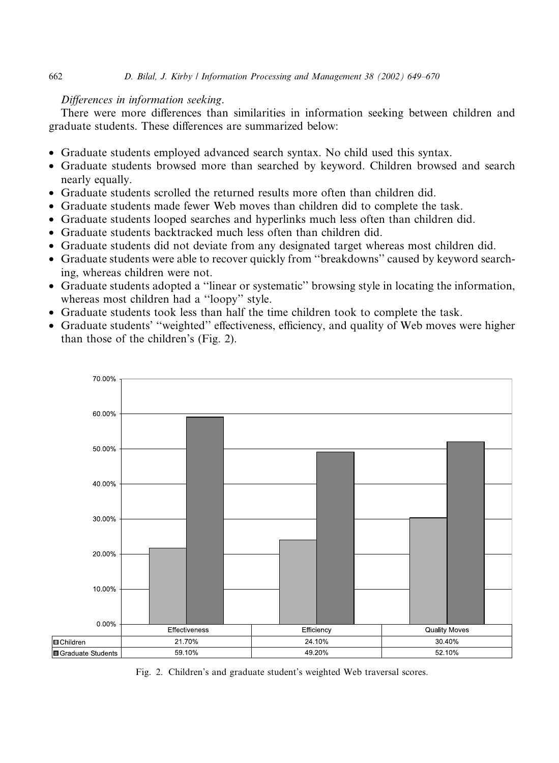*Differences in information seeking*.

There were more differences than similarities in information seeking between children and graduate students. These differences are summarized below:

- Graduate students employed advanced search syntax. No child used this syntax.
- Graduate students browsed more than searched by keyword. Children browsed and search nearly equally.
- Graduate students scrolled the returned results more often than children did.
- Graduate students made fewer Web moves than children did to complete the task.
- Graduate students looped searches and hyperlinks much less often than children did.
- Graduate students backtracked much less often than children did.
- Graduate students did not deviate from any designated target whereas most children did.
- Graduate students were able to recover quickly from ''breakdowns'' caused by keyword searching, whereas children were not.
- Graduate students adopted a ''linear or systematic'' browsing style in locating the information, whereas most children had a ''loopy'' style.
- Graduate students took less than half the time children took to complete the task.
- Graduate students' ''weighted'' effectiveness, efficiency, and quality of Web moves were higher than those of the children's (Fig. 2).

| | Effectiveness | Efficiency | Quality Moves |
|---|---|---|---|
| Children | 21.70% | 24.10% | 30.40% |
| Graduate Students | 59.10% | 49.20% | 52.10% |

Fig. 2. Children's and graduate student's weighted Web traversal scores.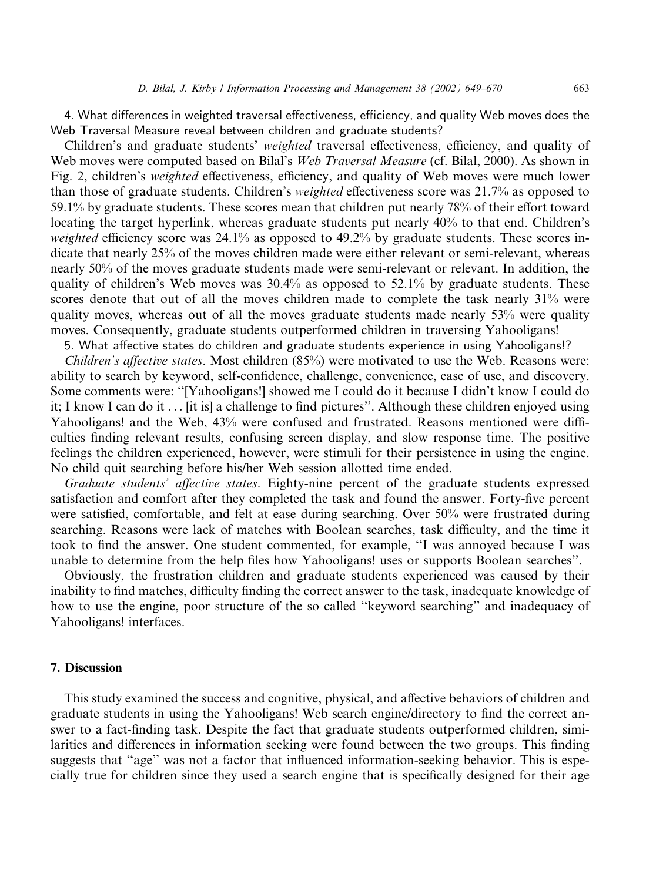4. What differences in weighted traversal effectiveness, efficiency, and quality Web moves does the Web Traversal Measure reveal between children and graduate students?

Children's and graduate students' *weighted* traversal effectiveness, efficiency, and quality of Web moves were computed based on Bilal's *Web Traversal Measure* (cf. Bilal, 2000). As shown in Fig. 2, children's *weighted* effectiveness, efficiency, and quality of Web moves were much lower than those of graduate students. Children's *weighted* effectiveness score was 21.7% as opposed to 59.1% by graduate students. These scores mean that children put nearly 78% of their effort toward locating the target hyperlink, whereas graduate students put nearly 40% to that end. Children's *weighted* efficiency score was 24.1% as opposed to 49.2% by graduate students. These scores indicate that nearly 25% of the moves children made were either relevant or semi-relevant, whereas nearly 50% of the moves graduate students made were semi-relevant or relevant. In addition, the quality of children's Web moves was 30.4% as opposed to 52.1% by graduate students. These scores denote that out of all the moves children made to complete the task nearly 31% were quality moves, whereas out of all the moves graduate students made nearly 53% were quality moves. Consequently, graduate students outperformed children in traversing Yahooligans!

5. What affective states do children and graduate students experience in using Yahooligans!?

*Children's affective states*. Most children (85%) were motivated to use the Web. Reasons were: ability to search by keyword, self-confidence, challenge, convenience, ease of use, and discovery. Some comments were: "[Yahooligans!] showed me I could do it because I didn't know I could do it; I know I can do it … [it is] a challenge to find pictures". Although these children enjoyed using Yahooligans! and the Web, 43% were confused and frustrated. Reasons mentioned were difficulties finding relevant results, confusing screen display, and slow response time. The positive feelings the children experienced, however, were stimuli for their persistence in using the engine. No child quit searching before his/her Web session allotted time ended.

*Graduate students' affective states*. Eighty-nine percent of the graduate students expressed satisfaction and comfort after they completed the task and found the answer. Forty-five percent were satisfied, comfortable, and felt at ease during searching. Over 50% were frustrated during searching. Reasons were lack of matches with Boolean searches, task difficulty, and the time it took to find the answer. One student commented, for example, "I was annoyed because I was unable to determine from the help files how Yahooligans! uses or supports Boolean searches".

Obviously, the frustration children and graduate students experienced was caused by their inability to find matches, difficulty finding the correct answer to the task, inadequate knowledge of how to use the engine, poor structure of the so called "keyword searching" and inadequacy of Yahooligans! interfaces.

## 7. Discussion

This study examined the success and cognitive, physical, and affective behaviors of children and graduate students in using the Yahooligans! Web search engine/directory to find the correct answer to a fact-finding task. Despite the fact that graduate students outperformed children, similarities and differences in information seeking were found between the two groups. This finding suggests that "age" was not a factor that influenced information-seeking behavior. This is especially true for children since they used a search engine that is specifically designed for their age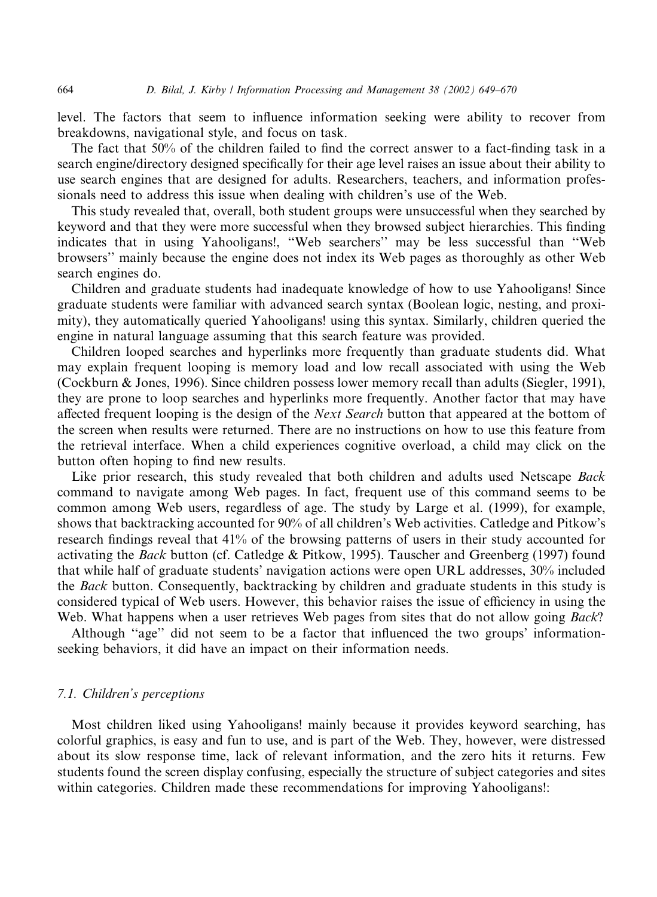level. The factors that seem to influence information seeking were ability to recover from breakdowns, navigational style, and focus on task.

The fact that 50% of the children failed to find the correct answer to a fact-finding task in a search engine/directory designed specifically for their age level raises an issue about their ability to use search engines that are designed for adults. Researchers, teachers, and information professionals need to address this issue when dealing with children's use of the Web.

This study revealed that, overall, both student groups were unsuccessful when they searched by keyword and that they were more successful when they browsed subject hierarchies. This finding indicates that in using Yahooligans!, "Web searchers" may be less successful than "Web browsers" mainly because the engine does not index its Web pages as thoroughly as other Web search engines do.

Children and graduate students had inadequate knowledge of how to use Yahooligans! Since graduate students were familiar with advanced search syntax (Boolean logic, nesting, and proximity), they automatically queried Yahooligans! using this syntax. Similarly, children queried the engine in natural language assuming that this search feature was provided.

Children looped searches and hyperlinks more frequently than graduate students did. What may explain frequent looping is memory load and low recall associated with using the Web (Cockburn & Jones, 1996). Since children possess lower memory recall than adults (Siegler, 1991), they are prone to loop searches and hyperlinks more frequently. Another factor that may have affected frequent looping is the design of the *Next Search* button that appeared at the bottom of the screen when results were returned. There are no instructions on how to use this feature from the retrieval interface. When a child experiences cognitive overload, a child may click on the button often hoping to find new results.

Like prior research, this study revealed that both children and adults used Netscape *Back* command to navigate among Web pages. In fact, frequent use of this command seems to be common among Web users, regardless of age. The study by Large et al. (1999), for example, shows that backtracking accounted for 90% of all children's Web activities. Catledge and Pitkow's research findings reveal that 41% of the browsing patterns of users in their study accounted for activating the *Back* button (cf. Catledge & Pitkow, 1995). Tauscher and Greenberg (1997) found that while half of graduate students' navigation actions were open URL addresses, 30% included the *Back* button. Consequently, backtracking by children and graduate students in this study is considered typical of Web users. However, this behavior raises the issue of efficiency in using the Web. What happens when a user retrieves Web pages from sites that do not allow going *Back*?

Although "age" did not seem to be a factor that influenced the two groups' information-seeking behaviors, it did have an impact on their information needs.

### 7.1. Children's perceptions

Most children liked using Yahooligans! mainly because it provides keyword searching, has colorful graphics, is easy and fun to use, and is part of the Web. They, however, were distressed about its slow response time, lack of relevant information, and the zero hits it returns. Few students found the screen display confusing, especially the structure of subject categories and sites within categories. Children made these recommendations for improving Yahooligans!: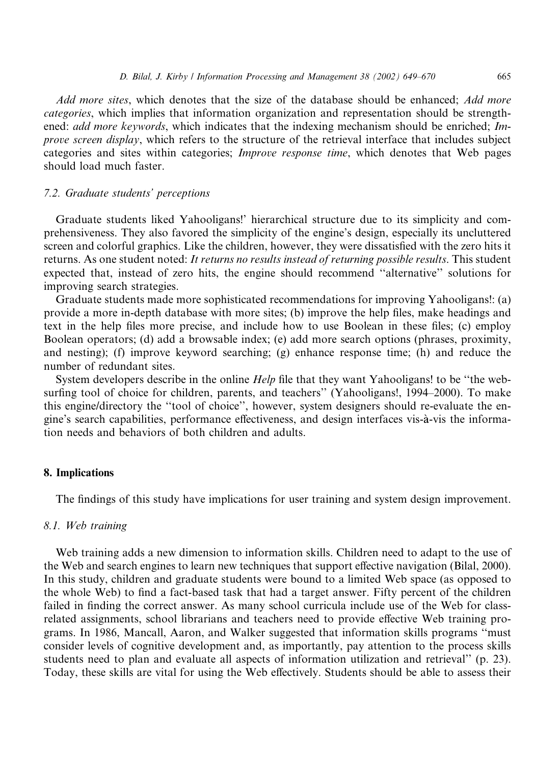*Add more sites*, which denotes that the size of the database should be enhanced; *Add more categories*, which implies that information organization and representation should be strengthened: *add more keywords*, which indicates that the indexing mechanism should be enriched; *Improve screen display*, which refers to the structure of the retrieval interface that includes subject categories and sites within categories; *Improve response time*, which denotes that Web pages should load much faster.

### 7.2. Graduate students' perceptions

Graduate students liked Yahooligans!' hierarchical structure due to its simplicity and comprehensiveness. They also favored the simplicity of the engine's design, especially its uncluttered screen and colorful graphics. Like the children, however, they were dissatisfied with the zero hits it returns. As one student noted: *It returns no results instead of returning possible results*. This student expected that, instead of zero hits, the engine should recommend ''alternative'' solutions for improving search strategies.

Graduate students made more sophisticated recommendations for improving Yahooligans!: (a) provide a more in-depth database with more sites; (b) improve the help files, make headings and text in the help files more precise, and include how to use Boolean in these files; (c) employ Boolean operators; (d) add a browsable index; (e) add more search options (phrases, proximity, and nesting); (f) improve keyword searching; (g) enhance response time; (h) and reduce the number of redundant sites.

System developers describe in the online *Help* file that they want Yahooligans! to be ''the web-surfing tool of choice for children, parents, and teachers'' (Yahooligans!, 1994–2000). To make this engine/directory the ''tool of choice'', however, system designers should re-evaluate the engine's search capabilities, performance effectiveness, and design interfaces vis-à-vis the information needs and behaviors of both children and adults.

## 8. Implications

The findings of this study have implications for user training and system design improvement.

### 8.1. Web training

Web training adds a new dimension to information skills. Children need to adapt to the use of the Web and search engines to learn new techniques that support effective navigation (Bilal, 2000). In this study, children and graduate students were bound to a limited Web space (as opposed to the whole Web) to find a fact-based task that had a target answer. Fifty percent of the children failed in finding the correct answer. As many school curricula include use of the Web for class-related assignments, school librarians and teachers need to provide effective Web training programs. In 1986, Mancall, Aaron, and Walker suggested that information skills programs ''must consider levels of cognitive development and, as importantly, pay attention to the process skills students need to plan and evaluate all aspects of information utilization and retrieval'' (p. 23). Today, these skills are vital for using the Web effectively. Students should be able to assess their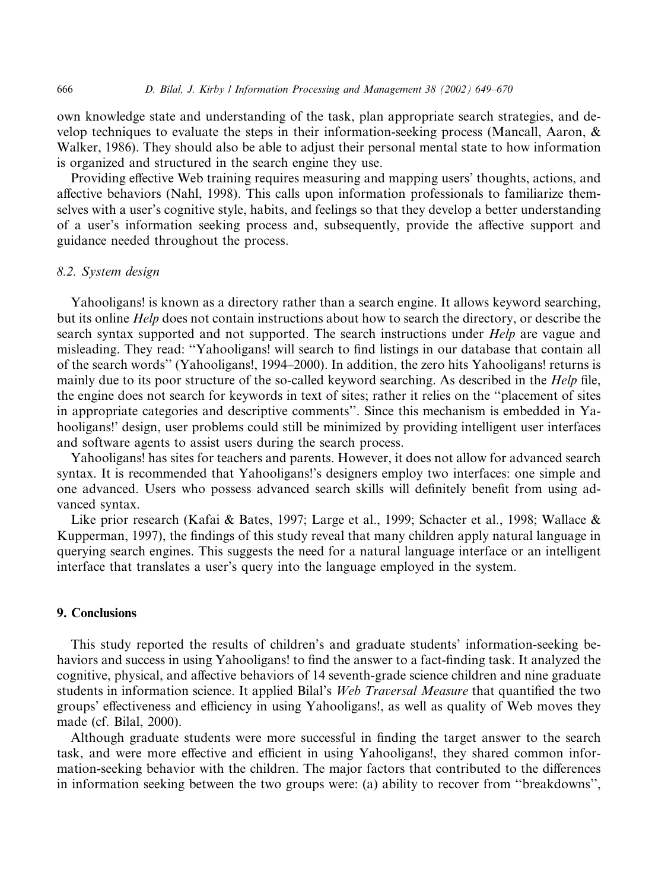own knowledge state and understanding of the task, plan appropriate search strategies, and develop techniques to evaluate the steps in their information-seeking process (Mancall, Aaron, & Walker, 1986). They should also be able to adjust their personal mental state to how information is organized and structured in the search engine they use.

Providing effective Web training requires measuring and mapping users' thoughts, actions, and affective behaviors (Nahl, 1998). This calls upon information professionals to familiarize themselves with a user's cognitive style, habits, and feelings so that they develop a better understanding of a user's information seeking process and, subsequently, provide the affective support and guidance needed throughout the process.

### 8.2. System design

Yahooligans! is known as a directory rather than a search engine. It allows keyword searching, but its online *Help* does not contain instructions about how to search the directory, or describe the search syntax supported and not supported. The search instructions under *Help* are vague and misleading. They read: ''Yahooligans! will search to find listings in our database that contain all of the search words'' (Yahooligans!, 1994–2000). In addition, the zero hits Yahooligans! returns is mainly due to its poor structure of the so-called keyword searching. As described in the *Help* file, the engine does not search for keywords in text of sites; rather it relies on the ''placement of sites in appropriate categories and descriptive comments''. Since this mechanism is embedded in Yahooligans!' design, user problems could still be minimized by providing intelligent user interfaces and software agents to assist users during the search process.

Yahooligans! has sites for teachers and parents. However, it does not allow for advanced search syntax. It is recommended that Yahooligans!'s designers employ two interfaces: one simple and one advanced. Users who possess advanced search skills will definitely benefit from using advanced syntax.

Like prior research (Kafai & Bates, 1997; Large et al., 1999; Schacter et al., 1998; Wallace & Kupperman, 1997), the findings of this study reveal that many children apply natural language in querying search engines. This suggests the need for a natural language interface or an intelligent interface that translates a user's query into the language employed in the system.

## 9. Conclusions

This study reported the results of children's and graduate students' information-seeking behaviors and success in using Yahooligans! to find the answer to a fact-finding task. It analyzed the cognitive, physical, and affective behaviors of 14 seventh-grade science children and nine graduate students in information science. It applied Bilal's *Web Traversal Measure* that quantified the two groups' effectiveness and efficiency in using Yahooligans!, as well as quality of Web moves they made (cf. Bilal, 2000).

Although graduate students were more successful in finding the target answer to the search task, and were more effective and efficient in using Yahooligans!, they shared common information-seeking behavior with the children. The major factors that contributed to the differences in information seeking between the two groups were: (a) ability to recover from ''breakdowns'',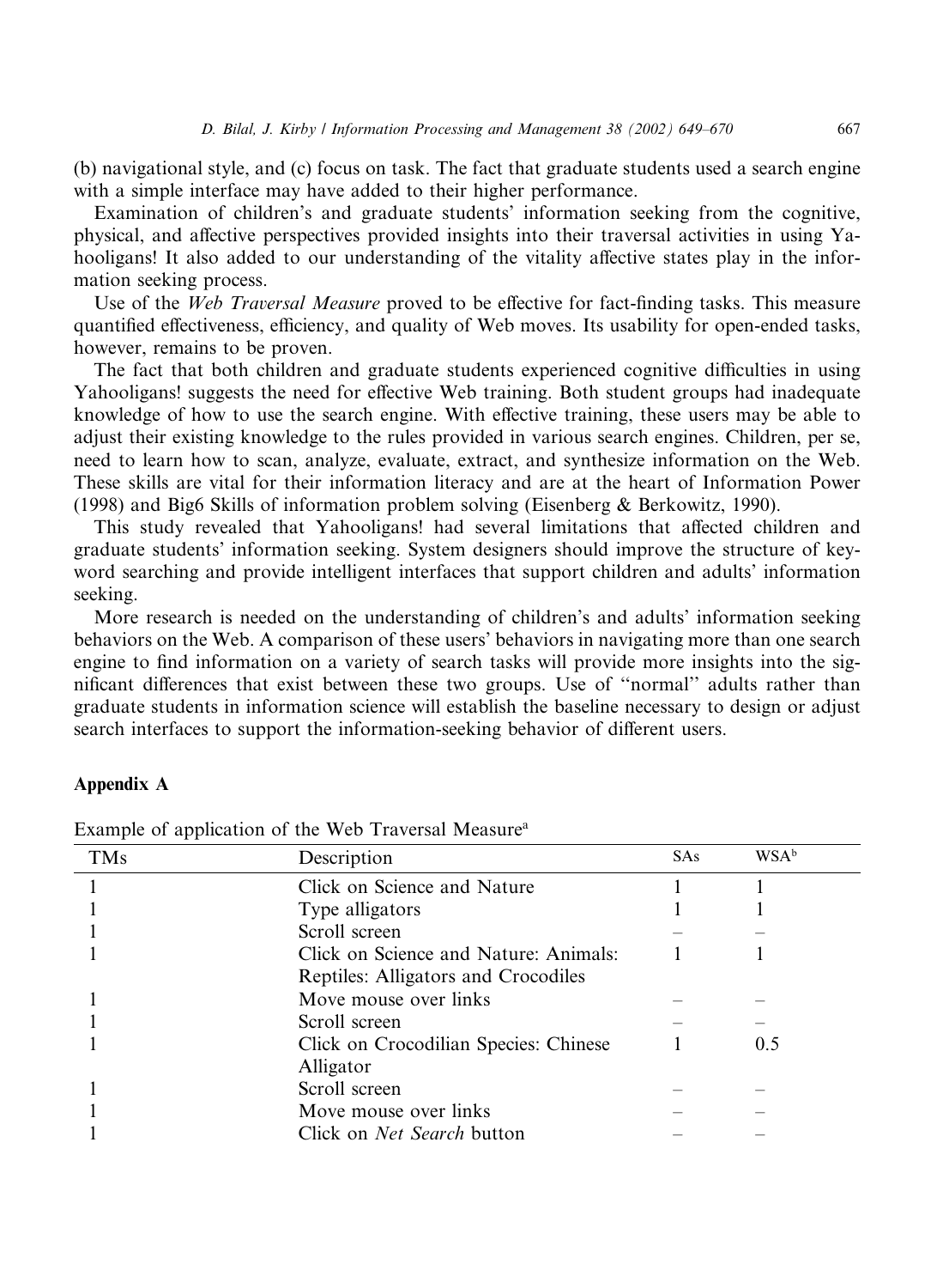(b) navigational style, and (c) focus on task. The fact that graduate students used a search engine with a simple interface may have added to their higher performance.

Examination of children's and graduate students' information seeking from the cognitive, physical, and affective perspectives provided insights into their traversal activities in using Yahooligans! It also added to our understanding of the vitality affective states play in the information seeking process.

Use of the *Web Traversal Measure* proved to be effective for fact-finding tasks. This measure quantified effectiveness, efficiency, and quality of Web moves. Its usability for open-ended tasks, however, remains to be proven.

The fact that both children and graduate students experienced cognitive difficulties in using Yahooligans! suggests the need for effective Web training. Both student groups had inadequate knowledge of how to use the search engine. With effective training, these users may be able to adjust their existing knowledge to the rules provided in various search engines. Children, per se, need to learn how to scan, analyze, evaluate, extract, and synthesize information on the Web. These skills are vital for their information literacy and are at the heart of Information Power (1998) and Big6 Skills of information problem solving (Eisenberg & Berkowitz, 1990).

This study revealed that Yahooligans! had several limitations that affected children and graduate students' information seeking. System designers should improve the structure of keyword searching and provide intelligent interfaces that support children and adults' information seeking.

More research is needed on the understanding of children's and adults' information seeking behaviors on the Web. A comparison of these users' behaviors in navigating more than one search engine to find information on a variety of search tasks will provide more insights into the significant differences that exist between these two groups. Use of "normal" adults rather than graduate students in information science will establish the baseline necessary to design or adjust search interfaces to support the information-seeking behavior of different users.

## Appendix A

Example of application of the Web Traversal Measure[a]

| TMs | Description | SAs | WSA[b] |
|---|---|---|---|
| 1 | Click on Science and Nature | 1 | 1 |
| 1 | Type alligators | 1 | 1 |
| 1 | Scroll screen | – | – |
| 1 | Click on Science and Nature: Animals: Reptiles: Alligators and Crocodiles | 1 | 1 |
| 1 | Move mouse over links | – | – |
| 1 | Scroll screen | – | – |
| 1 | Click on Crocodilian Species: Chinese Alligator | 1 | 0.5 |
| 1 | Scroll screen | – | – |
| 1 | Move mouse over links | – | – |
| 1 | Click on *Net Search* button | – | – |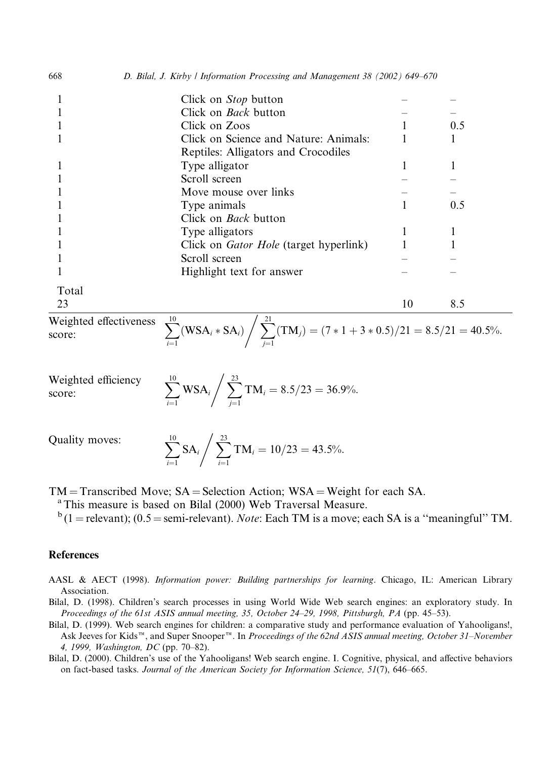| | | | |
|---|---|---|---|
| 1 | Click on *Stop* button | – | – |
| 1 | Click on *Back* button | – | – |
| 1 | Click on Zoos | 1 | 0.5 |
| 1 | Click on Science and Nature: Animals: Reptiles: Alligators and Crocodiles | 1 | 1 |
| 1 | Type alligator | 1 | 1 |
| 1 | Scroll screen | – | – |
| 1 | Move mouse over links | – | – |
| 1 | Type animals | 1 | 0.5 |
| 1 | Click on *Back* button | | |
| 1 | Type alligators | 1 | 1 |
| 1 | Click on *Gator Hole* (target hyperlink) | 1 | 1 |
| 1 | Scroll screen | – | – |
| 1 | Highlight text for answer | – | – |
| Total 23 | | 10 | 8.5 |

Weighted effectiveness score: $\sum_{i=1}^{10}(\text{WSA}_i * \text{SA}_i) \bigg/ \sum_{j=1}^{21}(\text{TM}_j) = (7*1+3*0.5)/21 = 8.5/21 = 40.5\%.$

Weighted efficiency score: $\sum_{i=1}^{10}\text{WSA}_i \bigg/ \sum_{j=1}^{23}\text{TM}_i = 8.5/23 = 36.9\%.$

Quality moves: $\sum_{i=1}^{10}\text{SA}_i \bigg/ \sum_{i=1}^{23}\text{TM}_i = 10/23 = 43.5\%.$

TM = Transcribed Move; SA = Selection Action; WSA = Weight for each SA.

[a] This measure is based on Bilal (2000) Web Traversal Measure.

[b] (1 = relevant); (0.5 = semi-relevant). *Note*: Each TM is a move; each SA is a ''meaningful'' TM.

## References

AASL & AECT (1998). *Information power: Building partnerships for learning*. Chicago, IL: American Library Association.

Bilal, D. (1998). Children's search processes in using World Wide Web search engines: an exploratory study. In *Proceedings of the 61st ASIS annual meeting, 35, October 24–29, 1998, Pittsburgh, PA* (pp. 45–53).

Bilal, D. (1999). Web search engines for children: a comparative study and performance evaluation of Yahooligans!, Ask Jeeves for Kids™, and Super Snooper™. In *Proceedings of the 62nd ASIS annual meeting, October 31–November 4, 1999, Washington, DC* (pp. 70–82).

Bilal, D. (2000). Children's use of the Yahooligans! Web search engine. I. Cognitive, physical, and affective behaviors on fact-based tasks. *Journal of the American Society for Information Science, 51*(7), 646–665.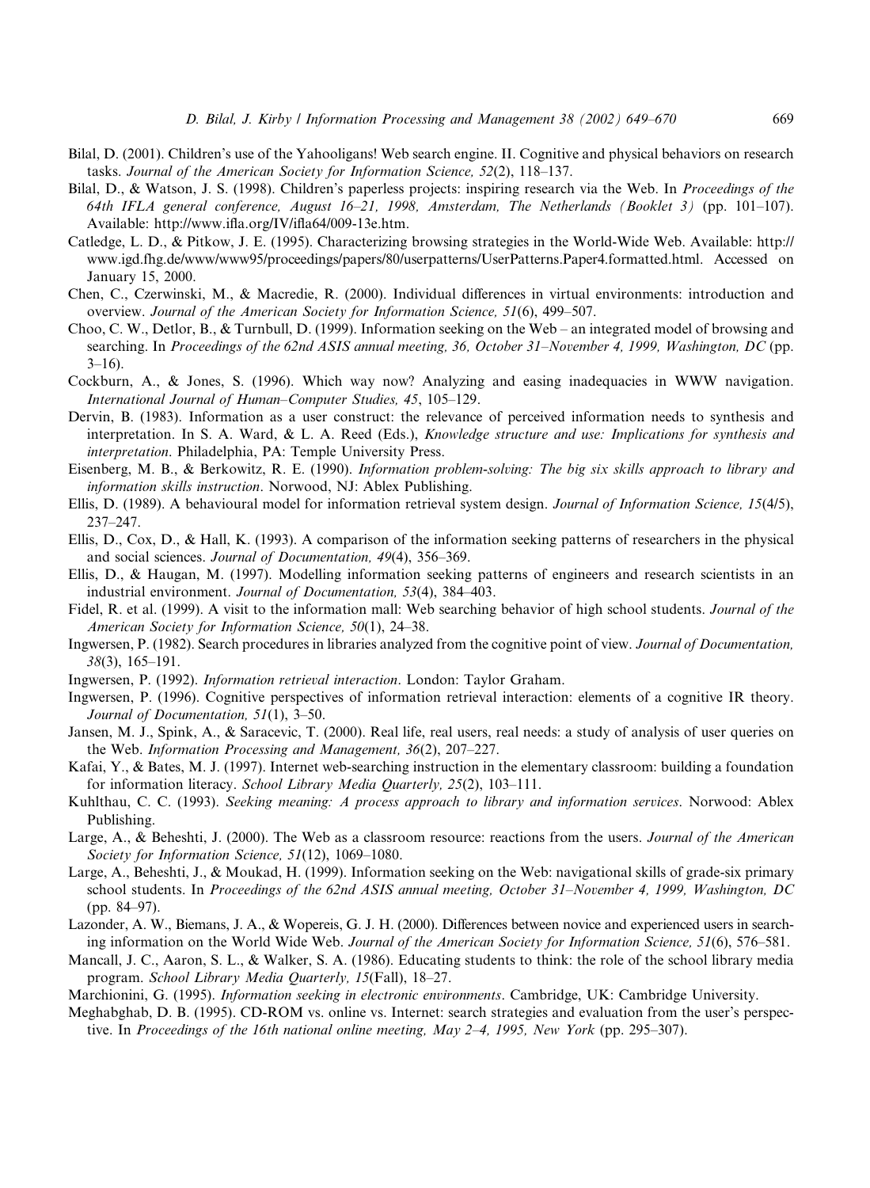Bilal, D. (2001). Children's use of the Yahooligans! Web search engine. II. Cognitive and physical behaviors on research tasks. *Journal of the American Society for Information Science, 52*(2), 118–137.

Bilal, D., & Watson, J. S. (1998). Children's paperless projects: inspiring research via the Web. In *Proceedings of the 64th IFLA general conference, August 16–21, 1998, Amsterdam, The Netherlands (Booklet 3)* (pp. 101–107). Available: http://www.ifla.org/IV/ifla64/009-13e.htm.

Catledge, L. D., & Pitkow, J. E. (1995). Characterizing browsing strategies in the World-Wide Web. Available: http://www.igd.fhg.de/www/www95/proceedings/papers/80/userpatterns/UserPatterns.Paper4.formatted.html. Accessed on January 15, 2000.

Chen, C., Czerwinski, M., & Macredie, R. (2000). Individual differences in virtual environments: introduction and overview. *Journal of the American Society for Information Science, 51*(6), 499–507.

Choo, C. W., Detlor, B., & Turnbull, D. (1999). Information seeking on the Web – an integrated model of browsing and searching. In *Proceedings of the 62nd ASIS annual meeting, 36, October 31–November 4, 1999, Washington, DC* (pp. 3–16).

Cockburn, A., & Jones, S. (1996). Which way now? Analyzing and easing inadequacies in WWW navigation. *International Journal of Human–Computer Studies, 45*, 105–129.

Dervin, B. (1983). Information as a user construct: the relevance of perceived information needs to synthesis and interpretation. In S. A. Ward, & L. A. Reed (Eds.), *Knowledge structure and use: Implications for synthesis and interpretation*. Philadelphia, PA: Temple University Press.

Eisenberg, M. B., & Berkowitz, R. E. (1990). *Information problem-solving: The big six skills approach to library and information skills instruction*. Norwood, NJ: Ablex Publishing.

Ellis, D. (1989). A behavioural model for information retrieval system design. *Journal of Information Science, 15*(4/5), 237–247.

Ellis, D., Cox, D., & Hall, K. (1993). A comparison of the information seeking patterns of researchers in the physical and social sciences. *Journal of Documentation, 49*(4), 356–369.

Ellis, D., & Haugan, M. (1997). Modelling information seeking patterns of engineers and research scientists in an industrial environment. *Journal of Documentation, 53*(4), 384–403.

Fidel, R. et al. (1999). A visit to the information mall: Web searching behavior of high school students. *Journal of the American Society for Information Science, 50*(1), 24–38.

Ingwersen, P. (1982). Search procedures in libraries analyzed from the cognitive point of view. *Journal of Documentation, 38*(3), 165–191.

Ingwersen, P. (1992). *Information retrieval interaction*. London: Taylor Graham.

Ingwersen, P. (1996). Cognitive perspectives of information retrieval interaction: elements of a cognitive IR theory. *Journal of Documentation, 51*(1), 3–50.

Jansen, M. J., Spink, A., & Saracevic, T. (2000). Real life, real users, real needs: a study of analysis of user queries on the Web. *Information Processing and Management, 36*(2), 207–227.

Kafai, Y., & Bates, M. J. (1997). Internet web-searching instruction in the elementary classroom: building a foundation for information literacy. *School Library Media Quarterly, 25*(2), 103–111.

Kuhlthau, C. C. (1993). *Seeking meaning: A process approach to library and information services*. Norwood: Ablex Publishing.

Large, A., & Beheshti, J. (2000). The Web as a classroom resource: reactions from the users. *Journal of the American Society for Information Science, 51*(12), 1069–1080.

Large, A., Beheshti, J., & Moukad, H. (1999). Information seeking on the Web: navigational skills of grade-six primary school students. In *Proceedings of the 62nd ASIS annual meeting, October 31–November 4, 1999, Washington, DC* (pp. 84–97).

Lazonder, A. W., Biemans, J. A., & Wopereis, G. J. H. (2000). Differences between novice and experienced users in searching information on the World Wide Web. *Journal of the American Society for Information Science, 51*(6), 576–581.

Mancall, J. C., Aaron, S. L., & Walker, S. A. (1986). Educating students to think: the role of the school library media program. *School Library Media Quarterly, 15*(Fall), 18–27.

Marchionini, G. (1995). *Information seeking in electronic environments*. Cambridge, UK: Cambridge University.

Meghabghab, D. B. (1995). CD-ROM vs. online vs. Internet: search strategies and evaluation from the user's perspective. In *Proceedings of the 16th national online meeting, May 2–4, 1995, New York* (pp. 295–307).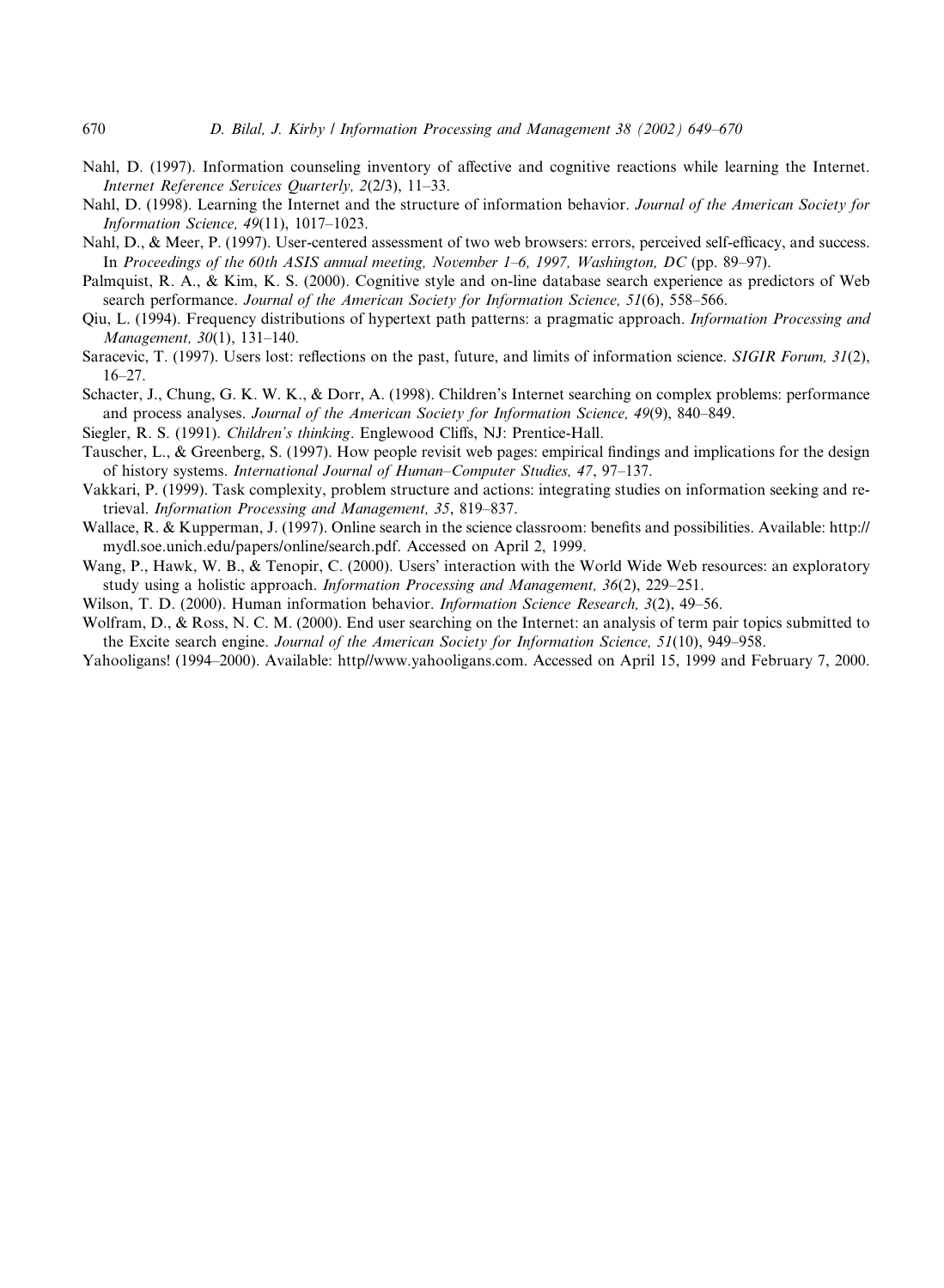Nahl, D. (1997). Information counseling inventory of affective and cognitive reactions while learning the Internet. *Internet Reference Services Quarterly, 2*(2/3), 11–33.

Nahl, D. (1998). Learning the Internet and the structure of information behavior. *Journal of the American Society for Information Science, 49*(11), 1017–1023.

Nahl, D., & Meer, P. (1997). User-centered assessment of two web browsers: errors, perceived self-efficacy, and success. In *Proceedings of the 60th ASIS annual meeting, November 1–6, 1997, Washington, DC* (pp. 89–97).

Palmquist, R. A., & Kim, K. S. (2000). Cognitive style and on-line database search experience as predictors of Web search performance. *Journal of the American Society for Information Science, 51*(6), 558–566.

Qiu, L. (1994). Frequency distributions of hypertext path patterns: a pragmatic approach. *Information Processing and Management, 30*(1), 131–140.

Saracevic, T. (1997). Users lost: reflections on the past, future, and limits of information science. *SIGIR Forum, 31*(2), 16–27.

Schacter, J., Chung, G. K. W. K., & Dorr, A. (1998). Children's Internet searching on complex problems: performance and process analyses. *Journal of the American Society for Information Science, 49*(9), 840–849.

Siegler, R. S. (1991). *Children's thinking*. Englewood Cliffs, NJ: Prentice-Hall.

Tauscher, L., & Greenberg, S. (1997). How people revisit web pages: empirical findings and implications for the design of history systems. *International Journal of Human–Computer Studies, 47*, 97–137.

Vakkari, P. (1999). Task complexity, problem structure and actions: integrating studies on information seeking and retrieval. *Information Processing and Management, 35*, 819–837.

Wallace, R. & Kupperman, J. (1997). Online search in the science classroom: benefits and possibilities. Available: http://mydl.soe.unich.edu/papers/online/search.pdf. Accessed on April 2, 1999.

Wang, P., Hawk, W. B., & Tenopir, C. (2000). Users' interaction with the World Wide Web resources: an exploratory study using a holistic approach. *Information Processing and Management, 36*(2), 229–251.

Wilson, T. D. (2000). Human information behavior. *Information Science Research, 3*(2), 49–56.

Wolfram, D., & Ross, N. C. M. (2000). End user searching on the Internet: an analysis of term pair topics submitted to the Excite search engine. *Journal of the American Society for Information Science, 51*(10), 949–958.

Yahooligans! (1994–2000). Available: http//www.yahooligans.com. Accessed on April 15, 1999 and February 7, 2000.